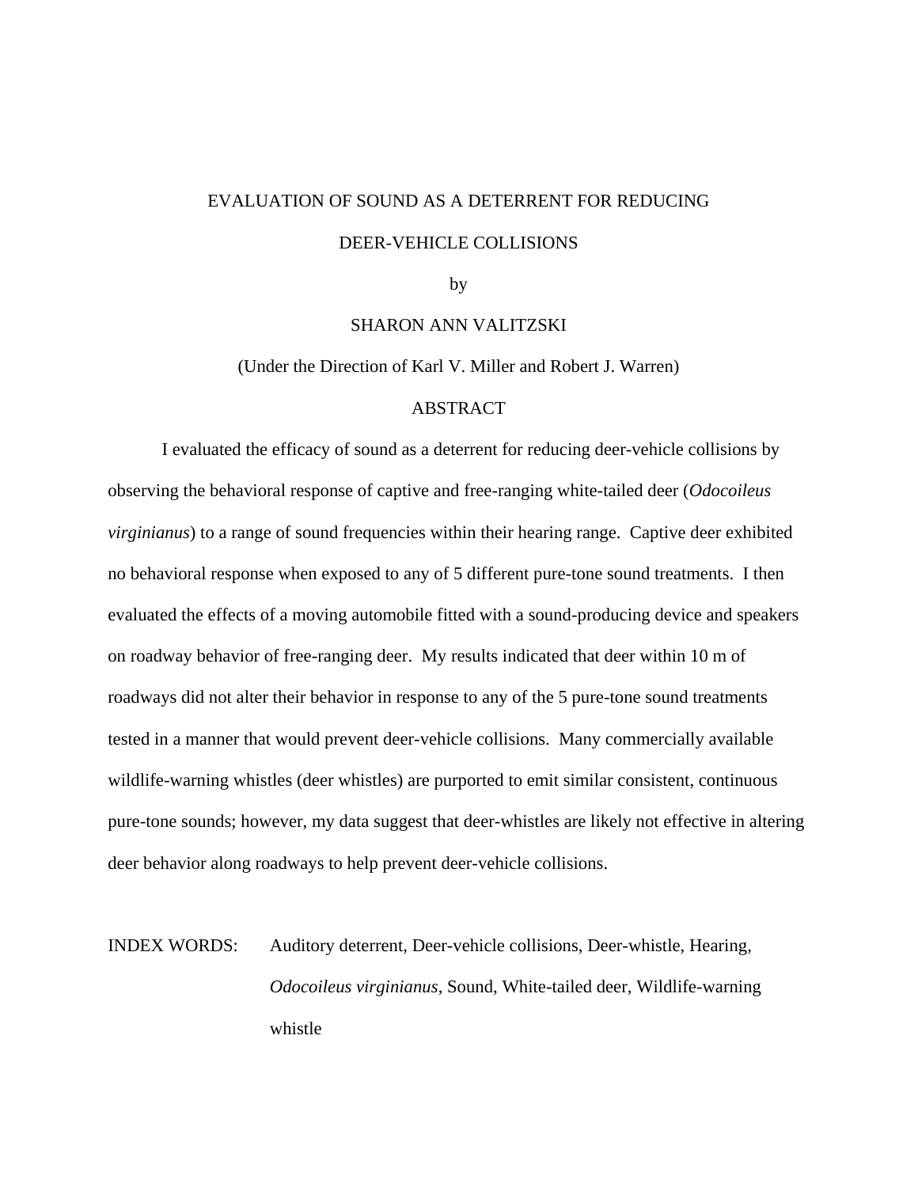# EVALUATION OF SOUND AS A DETERRENT FOR REDUCING DEER-VEHICLE COLLISIONS

by

SHARON ANN VALITZSKI

(Under the Direction of Karl V. Miller and Robert J. Warren)

## ABSTRACT

I evaluated the efficacy of sound as a deterrent for reducing deer-vehicle collisions by observing the behavioral response of captive and free-ranging white-tailed deer (*Odocoileus virginianus*) to a range of sound frequencies within their hearing range. Captive deer exhibited no behavioral response when exposed to any of 5 different pure-tone sound treatments. I then evaluated the effects of a moving automobile fitted with a sound-producing device and speakers on roadway behavior of free-ranging deer. My results indicated that deer within 10 m of roadways did not alter their behavior in response to any of the 5 pure-tone sound treatments tested in a manner that would prevent deer-vehicle collisions. Many commercially available wildlife-warning whistles (deer whistles) are purported to emit similar consistent, continuous pure-tone sounds; however, my data suggest that deer-whistles are likely not effective in altering deer behavior along roadways to help prevent deer-vehicle collisions.

INDEX WORDS: Auditory deterrent, Deer-vehicle collisions, Deer-whistle, Hearing, *Odocoileus virginianus*, Sound, White-tailed deer, Wildlife-warning whistle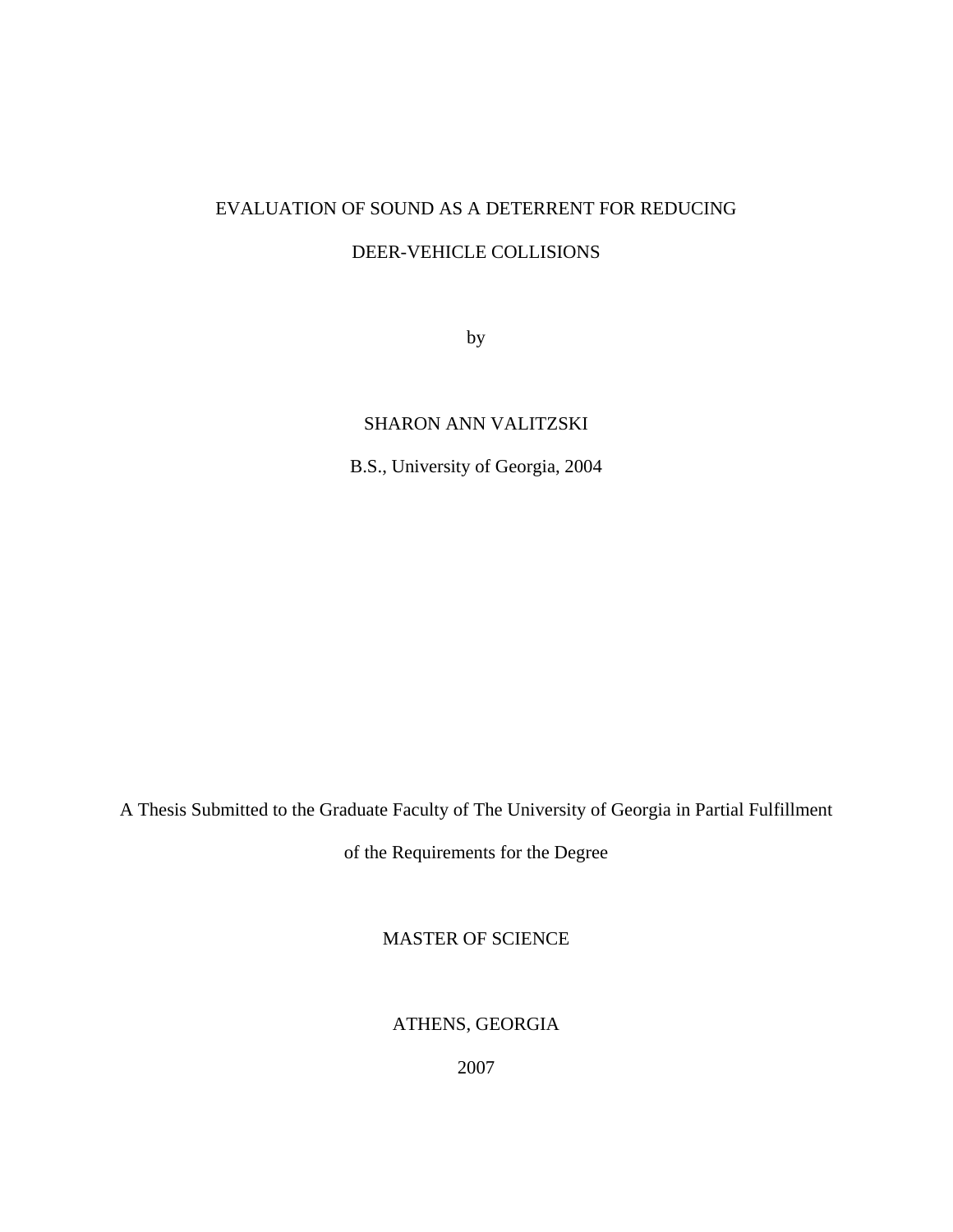# EVALUATION OF SOUND AS A DETERRENT FOR REDUCING DEER-VEHICLE COLLISIONS

by

SHARON ANN VALITZSKI

B.S., University of Georgia, 2004

A Thesis Submitted to the Graduate Faculty of The University of Georgia in Partial Fulfillment of the Requirements for the Degree

MASTER OF SCIENCE

ATHENS, GEORGIA

2007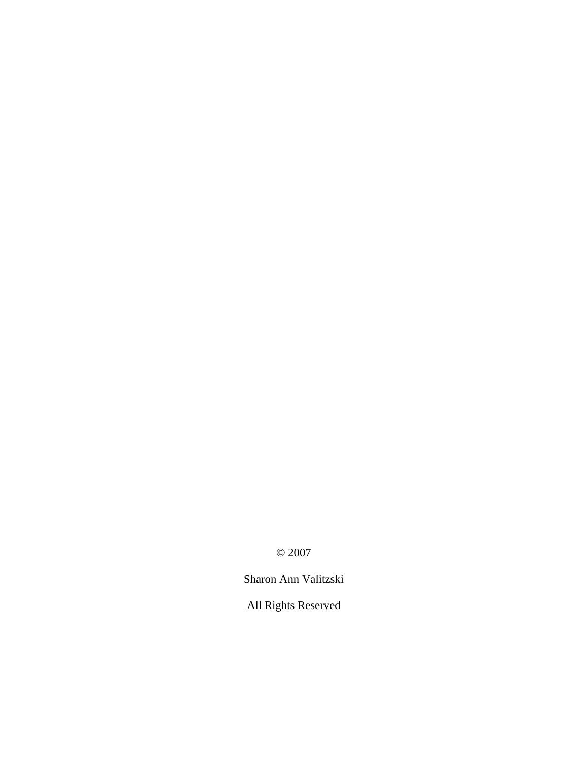© 2007

Sharon Ann Valitzski

All Rights Reserved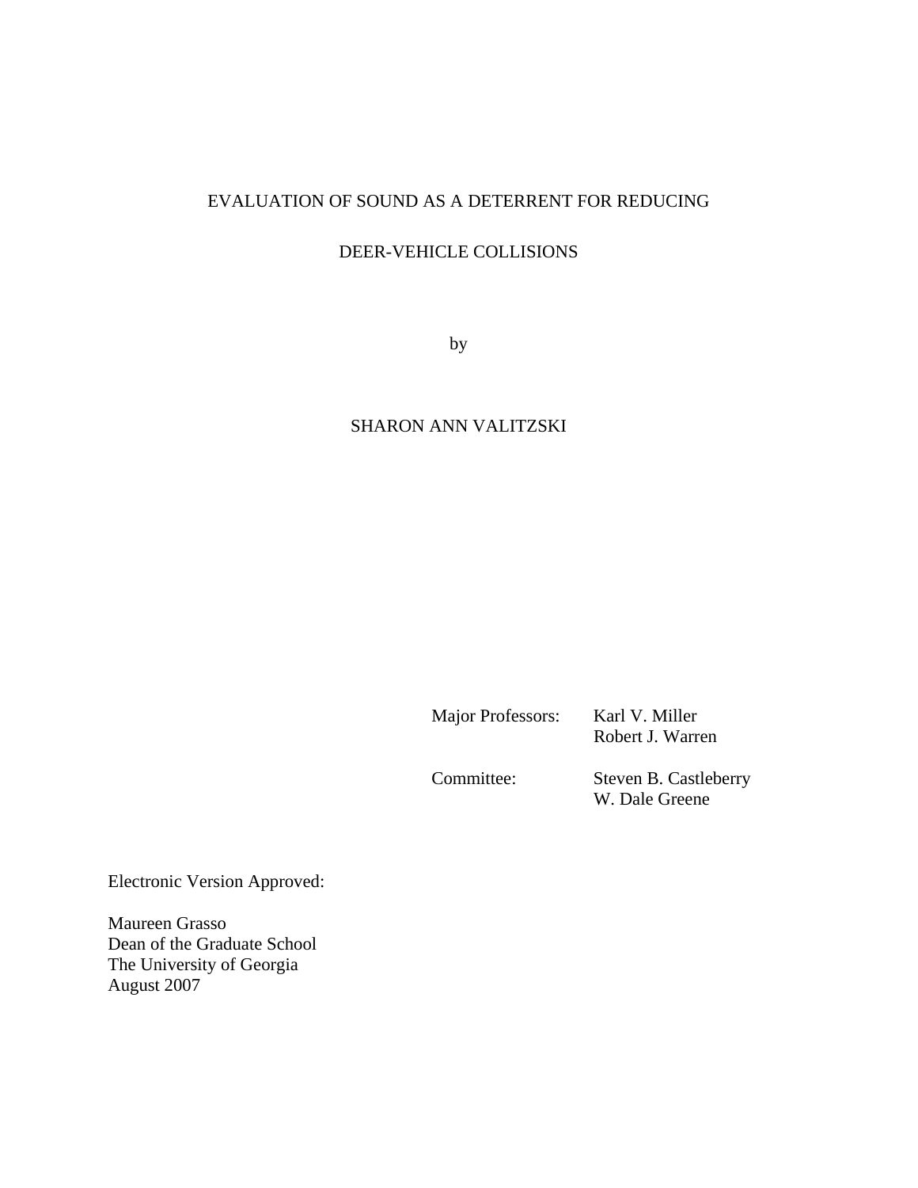EVALUATION OF SOUND AS A DETERRENT FOR REDUCING

DEER-VEHICLE COLLISIONS

by

SHARON ANN VALITZSKI

Major Professors: Karl V. Miller
Robert J. Warren

Committee: Steven B. Castleberry
W. Dale Greene

Electronic Version Approved:

Maureen Grasso
Dean of the Graduate School
The University of Georgia
August 2007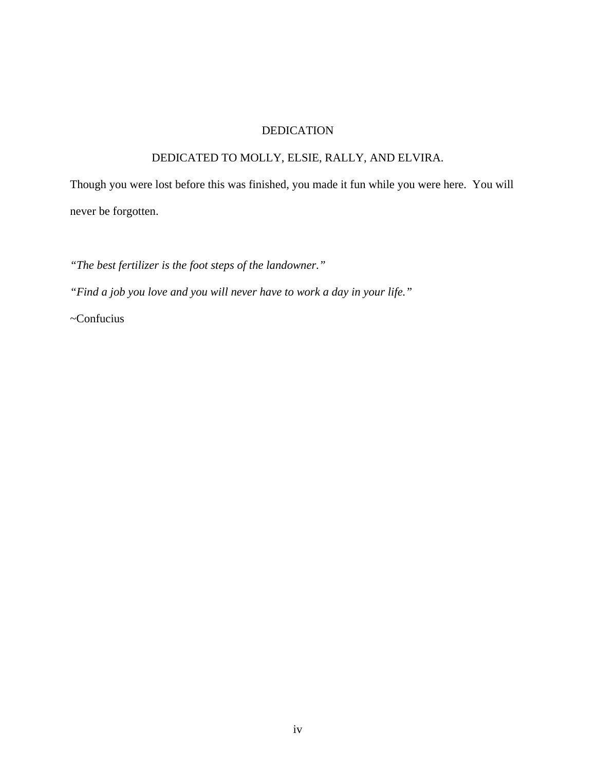# DEDICATION

DEDICATED TO MOLLY, ELSIE, RALLY, AND ELVIRA.

Though you were lost before this was finished, you made it fun while you were here. You will never be forgotten.

*"The best fertilizer is the foot steps of the landowner."*

*"Find a job you love and you will never have to work a day in your life."*

~Confucius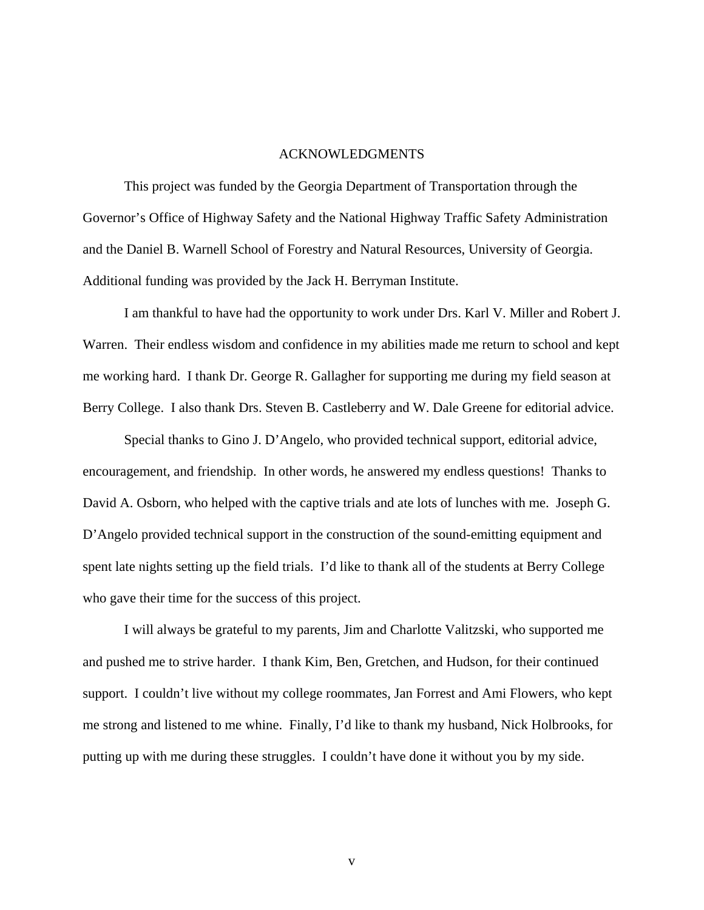# ACKNOWLEDGMENTS

This project was funded by the Georgia Department of Transportation through the Governor's Office of Highway Safety and the National Highway Traffic Safety Administration and the Daniel B. Warnell School of Forestry and Natural Resources, University of Georgia. Additional funding was provided by the Jack H. Berryman Institute.

I am thankful to have had the opportunity to work under Drs. Karl V. Miller and Robert J. Warren. Their endless wisdom and confidence in my abilities made me return to school and kept me working hard. I thank Dr. George R. Gallagher for supporting me during my field season at Berry College. I also thank Drs. Steven B. Castleberry and W. Dale Greene for editorial advice.

Special thanks to Gino J. D'Angelo, who provided technical support, editorial advice, encouragement, and friendship. In other words, he answered my endless questions! Thanks to David A. Osborn, who helped with the captive trials and ate lots of lunches with me. Joseph G. D'Angelo provided technical support in the construction of the sound-emitting equipment and spent late nights setting up the field trials. I'd like to thank all of the students at Berry College who gave their time for the success of this project.

I will always be grateful to my parents, Jim and Charlotte Valitzski, who supported me and pushed me to strive harder. I thank Kim, Ben, Gretchen, and Hudson, for their continued support. I couldn't live without my college roommates, Jan Forrest and Ami Flowers, who kept me strong and listened to me whine. Finally, I'd like to thank my husband, Nick Holbrooks, for putting up with me during these struggles. I couldn't have done it without you by my side.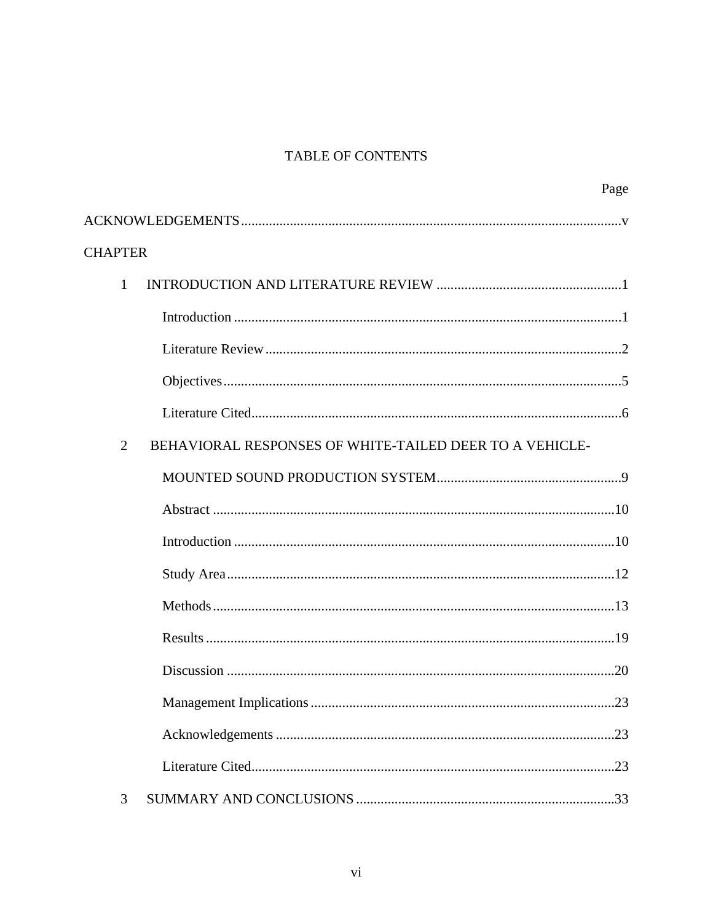# TABLE OF CONTENTS

Page

ACKNOWLEDGEMENTS ........................................................................................................v

CHAPTER

1 INTRODUCTION AND LITERATURE REVIEW ....................................................1

- Introduction ..............................................................................................1
- Literature Review ......................................................................................2
- Objectives .................................................................................................5
- Literature Cited.........................................................................................6

2 BEHAVIORAL RESPONSES OF WHITE-TAILED DEER TO A VEHICLE-MOUNTED SOUND PRODUCTION SYSTEM.....................................................9

- Abstract ..................................................................................................10
- Introduction ............................................................................................10
- Study Area..............................................................................................12
- Methods..................................................................................................13
- Results ....................................................................................................19
- Discussion ..............................................................................................20
- Management Implications ......................................................................23
- Acknowledgements ................................................................................23
- Literature Cited.......................................................................................23

3 SUMMARY AND CONCLUSIONS .........................................................................33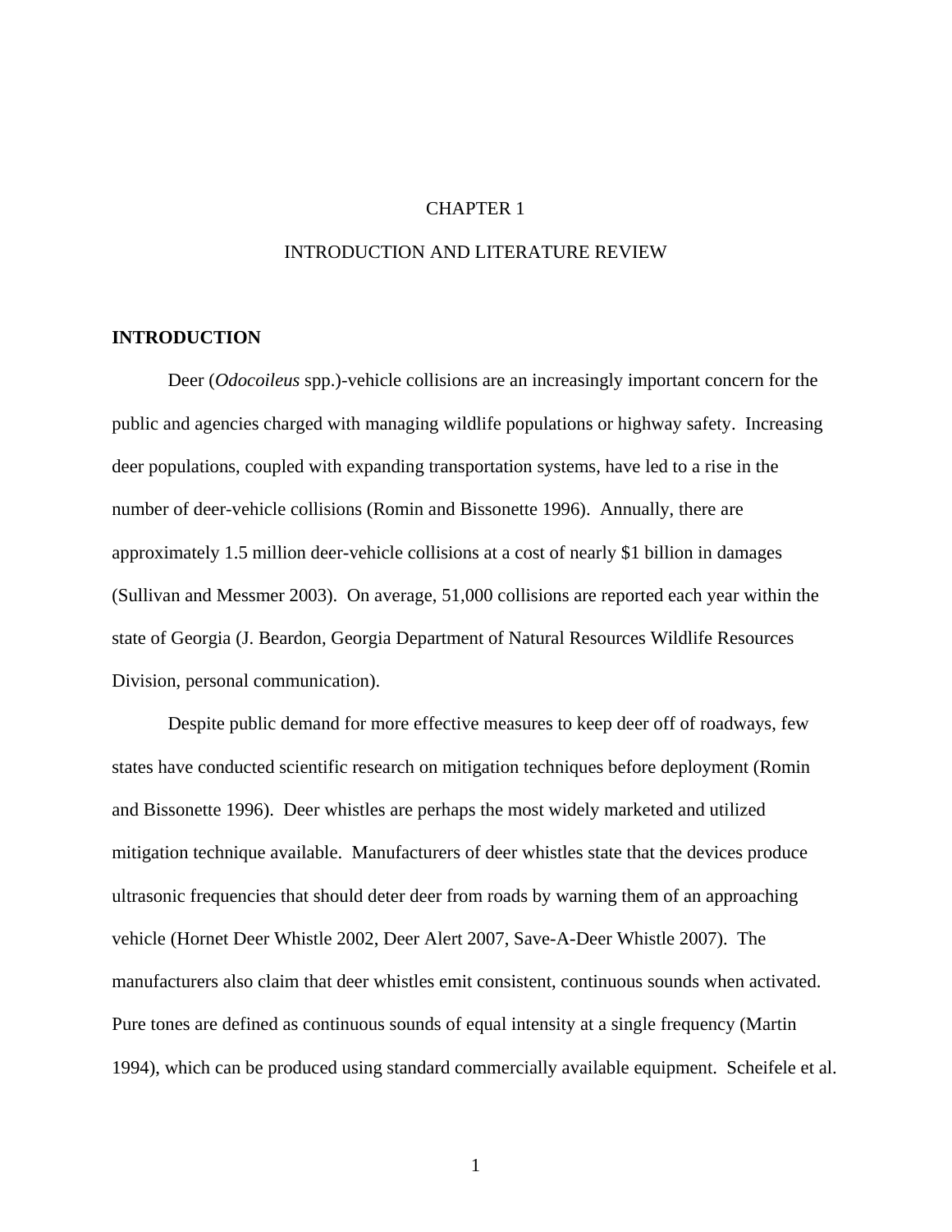# CHAPTER 1

# INTRODUCTION AND LITERATURE REVIEW

## INTRODUCTION

Deer (*Odocoileus* spp.)-vehicle collisions are an increasingly important concern for the public and agencies charged with managing wildlife populations or highway safety. Increasing deer populations, coupled with expanding transportation systems, have led to a rise in the number of deer-vehicle collisions (Romin and Bissonette 1996). Annually, there are approximately 1.5 million deer-vehicle collisions at a cost of nearly $1 billion in damages (Sullivan and Messmer 2003). On average, 51,000 collisions are reported each year within the state of Georgia (J. Beardon, Georgia Department of Natural Resources Wildlife Resources Division, personal communication).

Despite public demand for more effective measures to keep deer off of roadways, few states have conducted scientific research on mitigation techniques before deployment (Romin and Bissonette 1996). Deer whistles are perhaps the most widely marketed and utilized mitigation technique available. Manufacturers of deer whistles state that the devices produce ultrasonic frequencies that should deter deer from roads by warning them of an approaching vehicle (Hornet Deer Whistle 2002, Deer Alert 2007, Save-A-Deer Whistle 2007). The manufacturers also claim that deer whistles emit consistent, continuous sounds when activated. Pure tones are defined as continuous sounds of equal intensity at a single frequency (Martin 1994), which can be produced using standard commercially available equipment. Scheifele et al.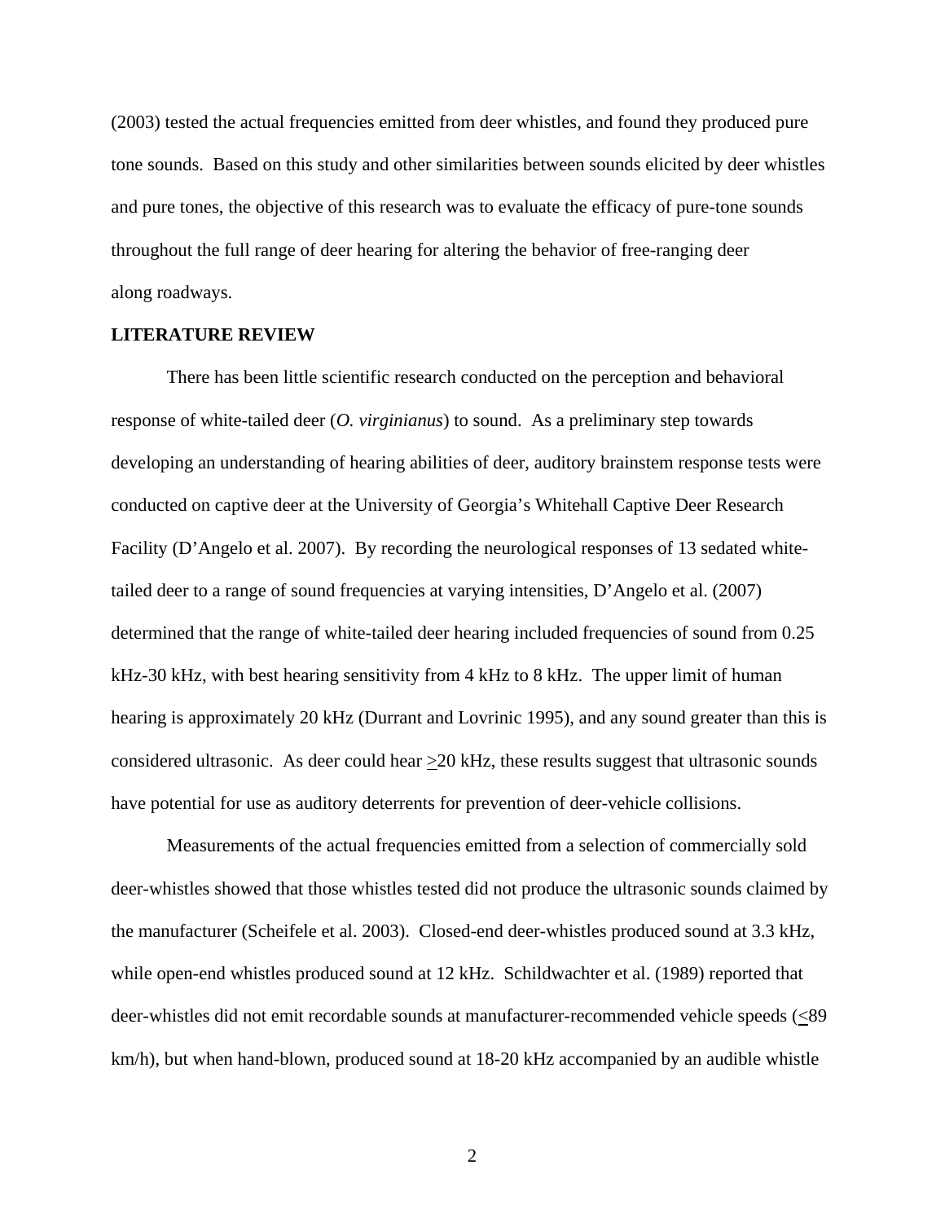(2003) tested the actual frequencies emitted from deer whistles, and found they produced pure tone sounds. Based on this study and other similarities between sounds elicited by deer whistles and pure tones, the objective of this research was to evaluate the efficacy of pure-tone sounds throughout the full range of deer hearing for altering the behavior of free-ranging deer along roadways.

## LITERATURE REVIEW

There has been little scientific research conducted on the perception and behavioral response of white-tailed deer (*O. virginianus*) to sound. As a preliminary step towards developing an understanding of hearing abilities of deer, auditory brainstem response tests were conducted on captive deer at the University of Georgia's Whitehall Captive Deer Research Facility (D'Angelo et al. 2007). By recording the neurological responses of 13 sedated white-tailed deer to a range of sound frequencies at varying intensities, D'Angelo et al. (2007) determined that the range of white-tailed deer hearing included frequencies of sound from 0.25 kHz-30 kHz, with best hearing sensitivity from 4 kHz to 8 kHz. The upper limit of human hearing is approximately 20 kHz (Durrant and Lovrinic 1995), and any sound greater than this is considered ultrasonic. As deer could hear ≥20 kHz, these results suggest that ultrasonic sounds have potential for use as auditory deterrents for prevention of deer-vehicle collisions.

Measurements of the actual frequencies emitted from a selection of commercially sold deer-whistles showed that those whistles tested did not produce the ultrasonic sounds claimed by the manufacturer (Scheifele et al. 2003). Closed-end deer-whistles produced sound at 3.3 kHz, while open-end whistles produced sound at 12 kHz. Schildwachter et al. (1989) reported that deer-whistles did not emit recordable sounds at manufacturer-recommended vehicle speeds (≤89 km/h), but when hand-blown, produced sound at 18-20 kHz accompanied by an audible whistle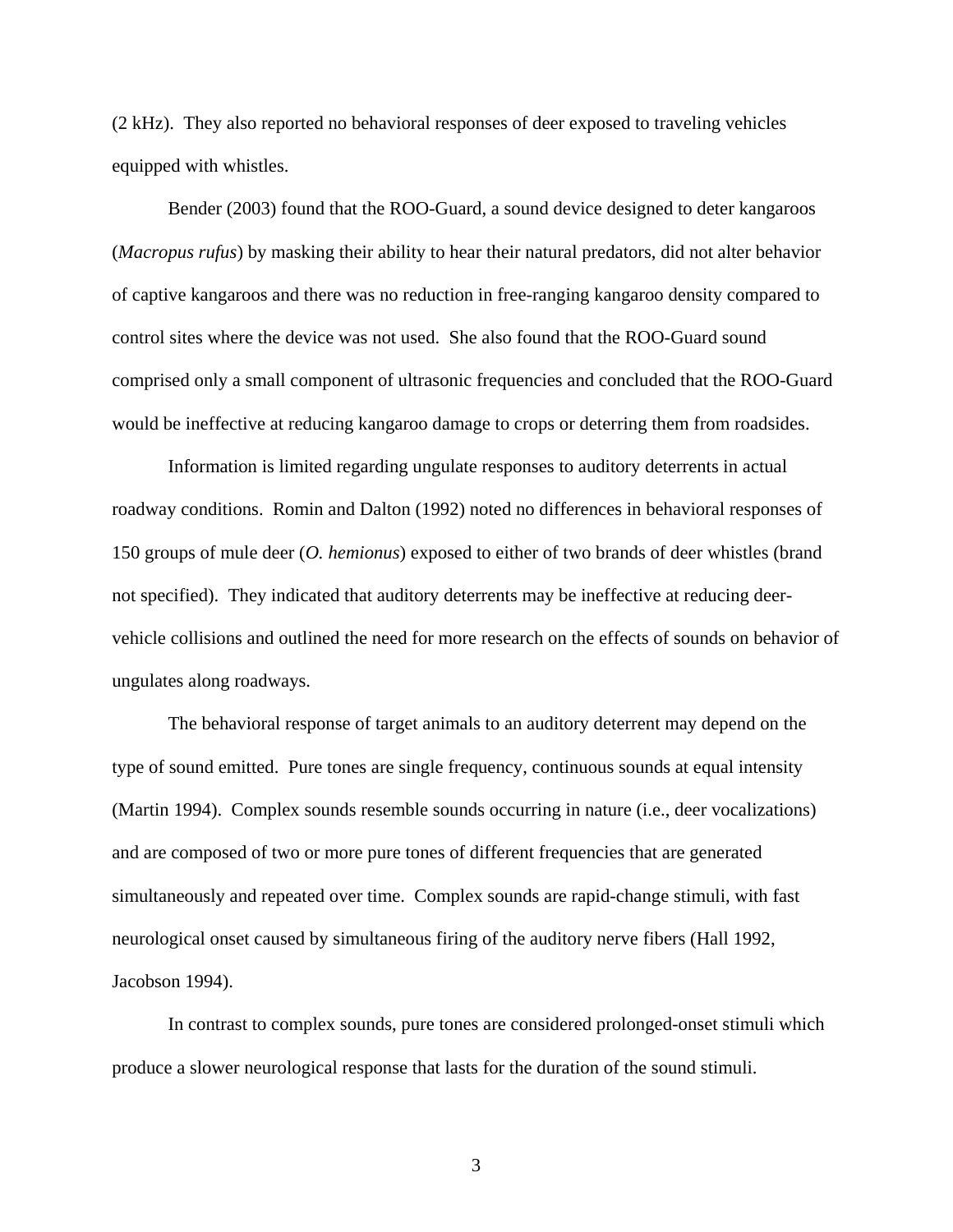(2 kHz). They also reported no behavioral responses of deer exposed to traveling vehicles equipped with whistles.

Bender (2003) found that the ROO-Guard, a sound device designed to deter kangaroos (*Macropus rufus*) by masking their ability to hear their natural predators, did not alter behavior of captive kangaroos and there was no reduction in free-ranging kangaroo density compared to control sites where the device was not used. She also found that the ROO-Guard sound comprised only a small component of ultrasonic frequencies and concluded that the ROO-Guard would be ineffective at reducing kangaroo damage to crops or deterring them from roadsides.

Information is limited regarding ungulate responses to auditory deterrents in actual roadway conditions. Romin and Dalton (1992) noted no differences in behavioral responses of 150 groups of mule deer (*O. hemionus*) exposed to either of two brands of deer whistles (brand not specified). They indicated that auditory deterrents may be ineffective at reducing deer-vehicle collisions and outlined the need for more research on the effects of sounds on behavior of ungulates along roadways.

The behavioral response of target animals to an auditory deterrent may depend on the type of sound emitted. Pure tones are single frequency, continuous sounds at equal intensity (Martin 1994). Complex sounds resemble sounds occurring in nature (i.e., deer vocalizations) and are composed of two or more pure tones of different frequencies that are generated simultaneously and repeated over time. Complex sounds are rapid-change stimuli, with fast neurological onset caused by simultaneous firing of the auditory nerve fibers (Hall 1992, Jacobson 1994).

In contrast to complex sounds, pure tones are considered prolonged-onset stimuli which produce a slower neurological response that lasts for the duration of the sound stimuli.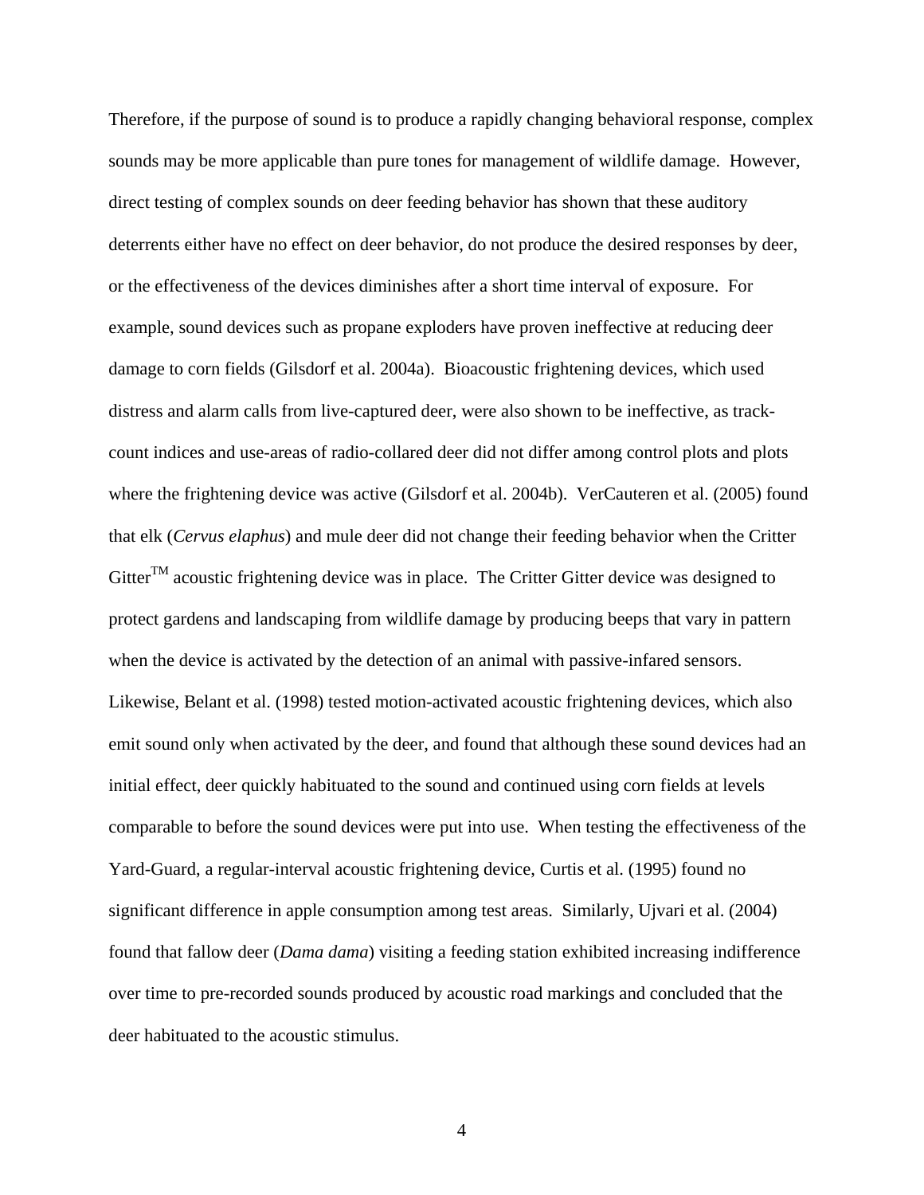Therefore, if the purpose of sound is to produce a rapidly changing behavioral response, complex sounds may be more applicable than pure tones for management of wildlife damage. However, direct testing of complex sounds on deer feeding behavior has shown that these auditory deterrents either have no effect on deer behavior, do not produce the desired responses by deer, or the effectiveness of the devices diminishes after a short time interval of exposure. For example, sound devices such as propane exploders have proven ineffective at reducing deer damage to corn fields (Gilsdorf et al. 2004a). Bioacoustic frightening devices, which used distress and alarm calls from live-captured deer, were also shown to be ineffective, as track-count indices and use-areas of radio-collared deer did not differ among control plots and plots where the frightening device was active (Gilsdorf et al. 2004b). VerCauteren et al. (2005) found that elk (*Cervus elaphus*) and mule deer did not change their feeding behavior when the Critter Gitter™ acoustic frightening device was in place. The Critter Gitter device was designed to protect gardens and landscaping from wildlife damage by producing beeps that vary in pattern when the device is activated by the detection of an animal with passive-infared sensors. Likewise, Belant et al. (1998) tested motion-activated acoustic frightening devices, which also emit sound only when activated by the deer, and found that although these sound devices had an initial effect, deer quickly habituated to the sound and continued using corn fields at levels comparable to before the sound devices were put into use. When testing the effectiveness of the Yard-Guard, a regular-interval acoustic frightening device, Curtis et al. (1995) found no significant difference in apple consumption among test areas. Similarly, Ujvari et al. (2004) found that fallow deer (*Dama dama*) visiting a feeding station exhibited increasing indifference over time to pre-recorded sounds produced by acoustic road markings and concluded that the deer habituated to the acoustic stimulus.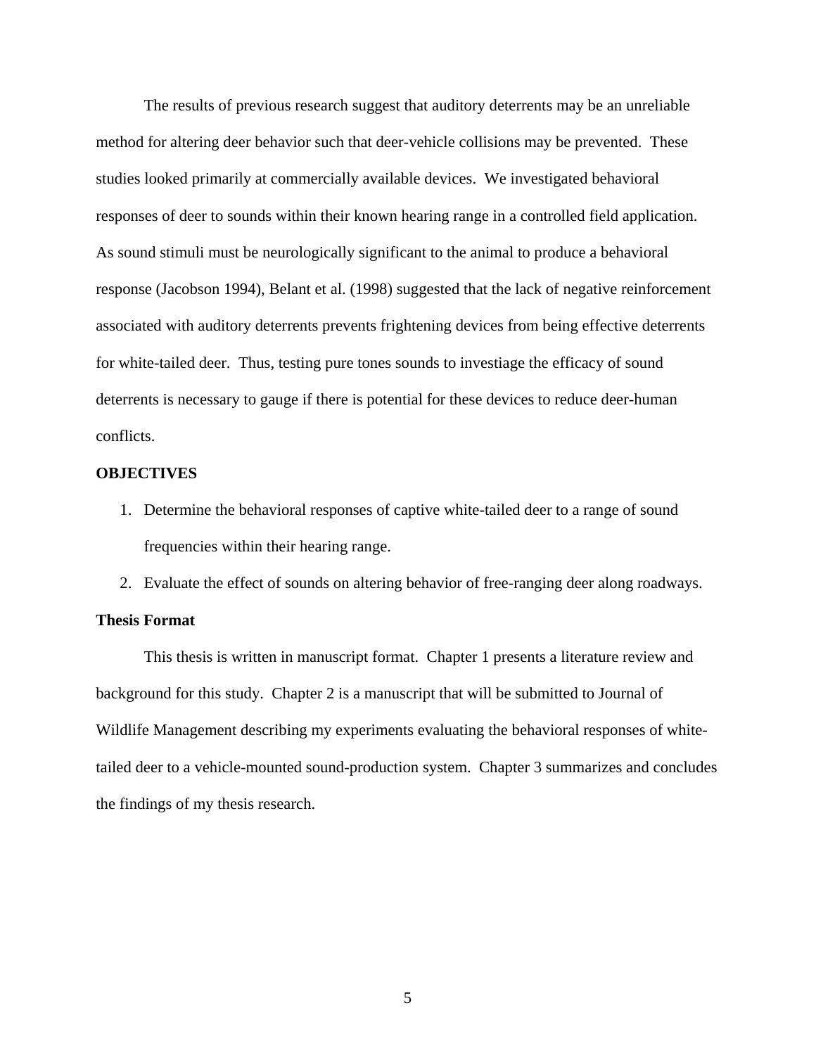The results of previous research suggest that auditory deterrents may be an unreliable method for altering deer behavior such that deer-vehicle collisions may be prevented. These studies looked primarily at commercially available devices. We investigated behavioral responses of deer to sounds within their known hearing range in a controlled field application. As sound stimuli must be neurologically significant to the animal to produce a behavioral response (Jacobson 1994), Belant et al. (1998) suggested that the lack of negative reinforcement associated with auditory deterrents prevents frightening devices from being effective deterrents for white-tailed deer. Thus, testing pure tones sounds to investiage the efficacy of sound deterrents is necessary to gauge if there is potential for these devices to reduce deer-human conflicts.

## OBJECTIVES

1. Determine the behavioral responses of captive white-tailed deer to a range of sound frequencies within their hearing range.
2. Evaluate the effect of sounds on altering behavior of free-ranging deer along roadways.

### Thesis Format

This thesis is written in manuscript format. Chapter 1 presents a literature review and background for this study. Chapter 2 is a manuscript that will be submitted to Journal of Wildlife Management describing my experiments evaluating the behavioral responses of white-tailed deer to a vehicle-mounted sound-production system. Chapter 3 summarizes and concludes the findings of my thesis research.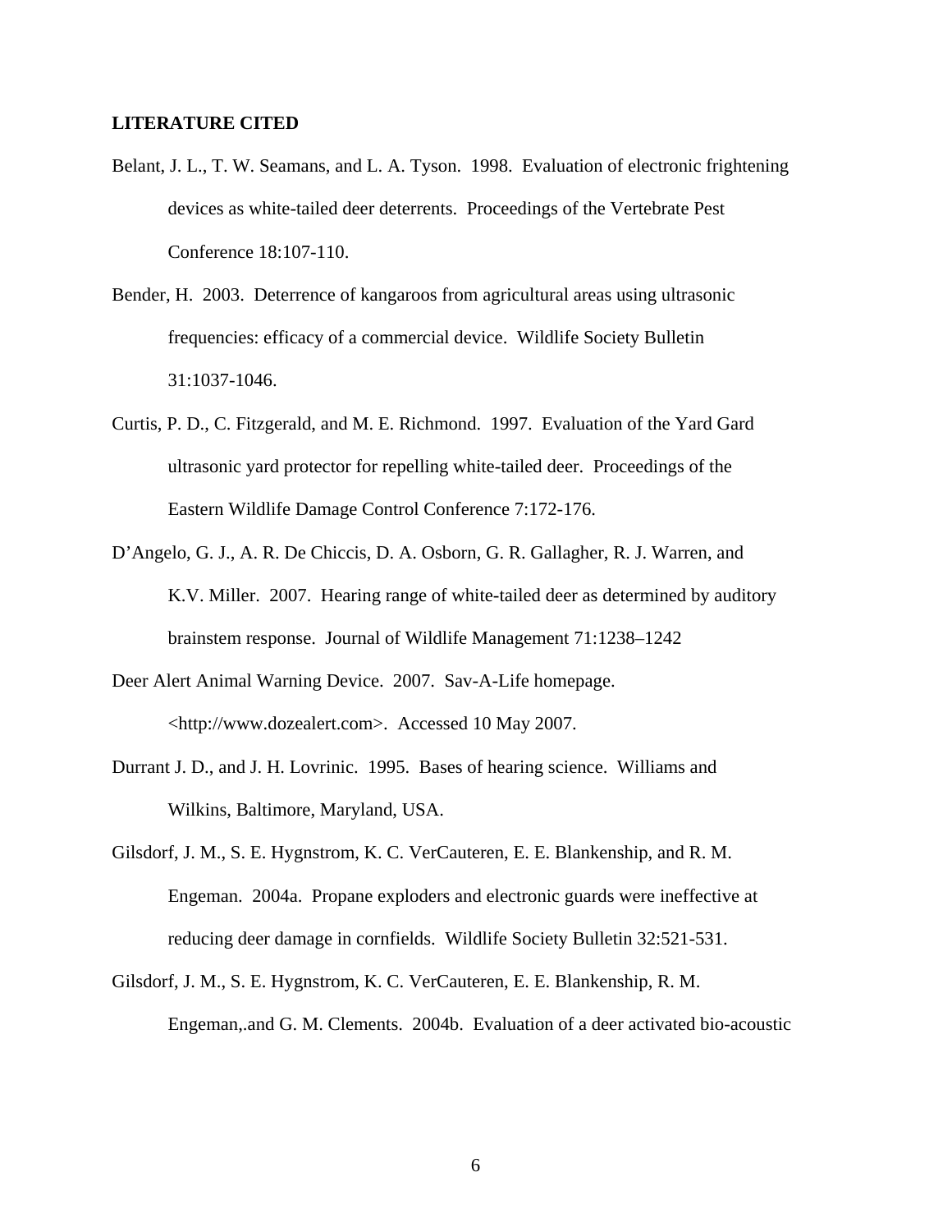**LITERATURE CITED**

Belant, J. L., T. W. Seamans, and L. A. Tyson. 1998. Evaluation of electronic frightening devices as white-tailed deer deterrents. Proceedings of the Vertebrate Pest Conference 18:107-110.

Bender, H. 2003. Deterrence of kangaroos from agricultural areas using ultrasonic frequencies: efficacy of a commercial device. Wildlife Society Bulletin 31:1037-1046.

Curtis, P. D., C. Fitzgerald, and M. E. Richmond. 1997. Evaluation of the Yard Gard ultrasonic yard protector for repelling white-tailed deer. Proceedings of the Eastern Wildlife Damage Control Conference 7:172-176.

D'Angelo, G. J., A. R. De Chiccis, D. A. Osborn, G. R. Gallagher, R. J. Warren, and K.V. Miller. 2007. Hearing range of white-tailed deer as determined by auditory brainstem response. Journal of Wildlife Management 71:1238–1242

Deer Alert Animal Warning Device. 2007. Sav-A-Life homepage. <http://www.dozealert.com>. Accessed 10 May 2007.

Durrant J. D., and J. H. Lovrinic. 1995. Bases of hearing science. Williams and Wilkins, Baltimore, Maryland, USA.

Gilsdorf, J. M., S. E. Hygnstrom, K. C. VerCauteren, E. E. Blankenship, and R. M. Engeman. 2004a. Propane exploders and electronic guards were ineffective at reducing deer damage in cornfields. Wildlife Society Bulletin 32:521-531.

Gilsdorf, J. M., S. E. Hygnstrom, K. C. VerCauteren, E. E. Blankenship, R. M. Engeman,.and G. M. Clements. 2004b. Evaluation of a deer activated bio-acoustic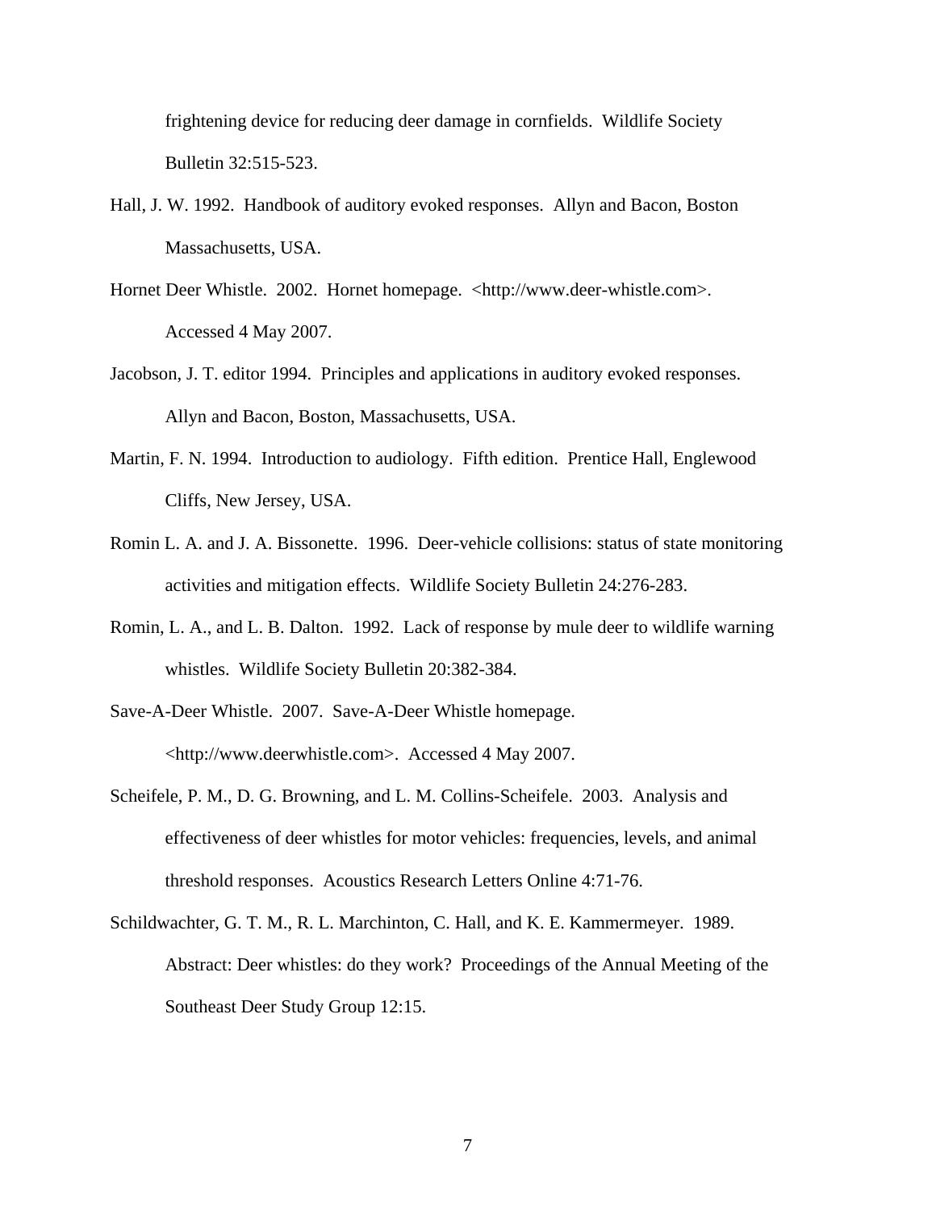frightening device for reducing deer damage in cornfields. Wildlife Society Bulletin 32:515-523.

Hall, J. W. 1992. Handbook of auditory evoked responses. Allyn and Bacon, Boston Massachusetts, USA.

Hornet Deer Whistle. 2002. Hornet homepage. <http://www.deer-whistle.com>. Accessed 4 May 2007.

Jacobson, J. T. editor 1994. Principles and applications in auditory evoked responses. Allyn and Bacon, Boston, Massachusetts, USA.

Martin, F. N. 1994. Introduction to audiology. Fifth edition. Prentice Hall, Englewood Cliffs, New Jersey, USA.

Romin L. A. and J. A. Bissonette. 1996. Deer-vehicle collisions: status of state monitoring activities and mitigation effects. Wildlife Society Bulletin 24:276-283.

Romin, L. A., and L. B. Dalton. 1992. Lack of response by mule deer to wildlife warning whistles. Wildlife Society Bulletin 20:382-384.

Save-A-Deer Whistle. 2007. Save-A-Deer Whistle homepage. <http://www.deerwhistle.com>. Accessed 4 May 2007.

Scheifele, P. M., D. G. Browning, and L. M. Collins-Scheifele. 2003. Analysis and effectiveness of deer whistles for motor vehicles: frequencies, levels, and animal threshold responses. Acoustics Research Letters Online 4:71-76.

Schildwachter, G. T. M., R. L. Marchinton, C. Hall, and K. E. Kammermeyer. 1989. Abstract: Deer whistles: do they work? Proceedings of the Annual Meeting of the Southeast Deer Study Group 12:15.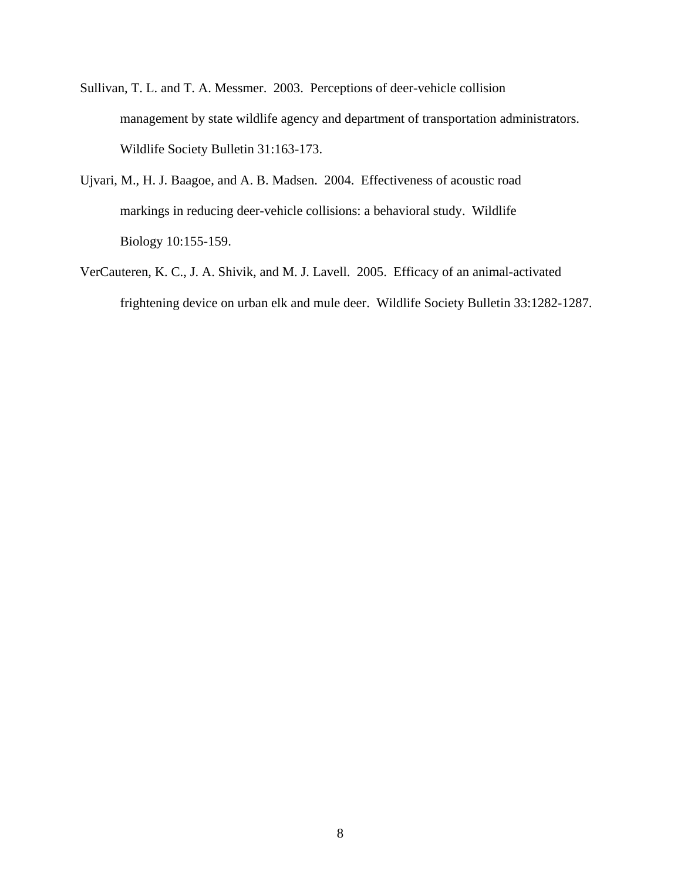Sullivan, T. L. and T. A. Messmer. 2003. Perceptions of deer-vehicle collision management by state wildlife agency and department of transportation administrators. Wildlife Society Bulletin 31:163-173.

Ujvari, M., H. J. Baagoe, and A. B. Madsen. 2004. Effectiveness of acoustic road markings in reducing deer-vehicle collisions: a behavioral study. Wildlife Biology 10:155-159.

VerCauteren, K. C., J. A. Shivik, and M. J. Lavell. 2005. Efficacy of an animal-activated frightening device on urban elk and mule deer. Wildlife Society Bulletin 33:1282-1287.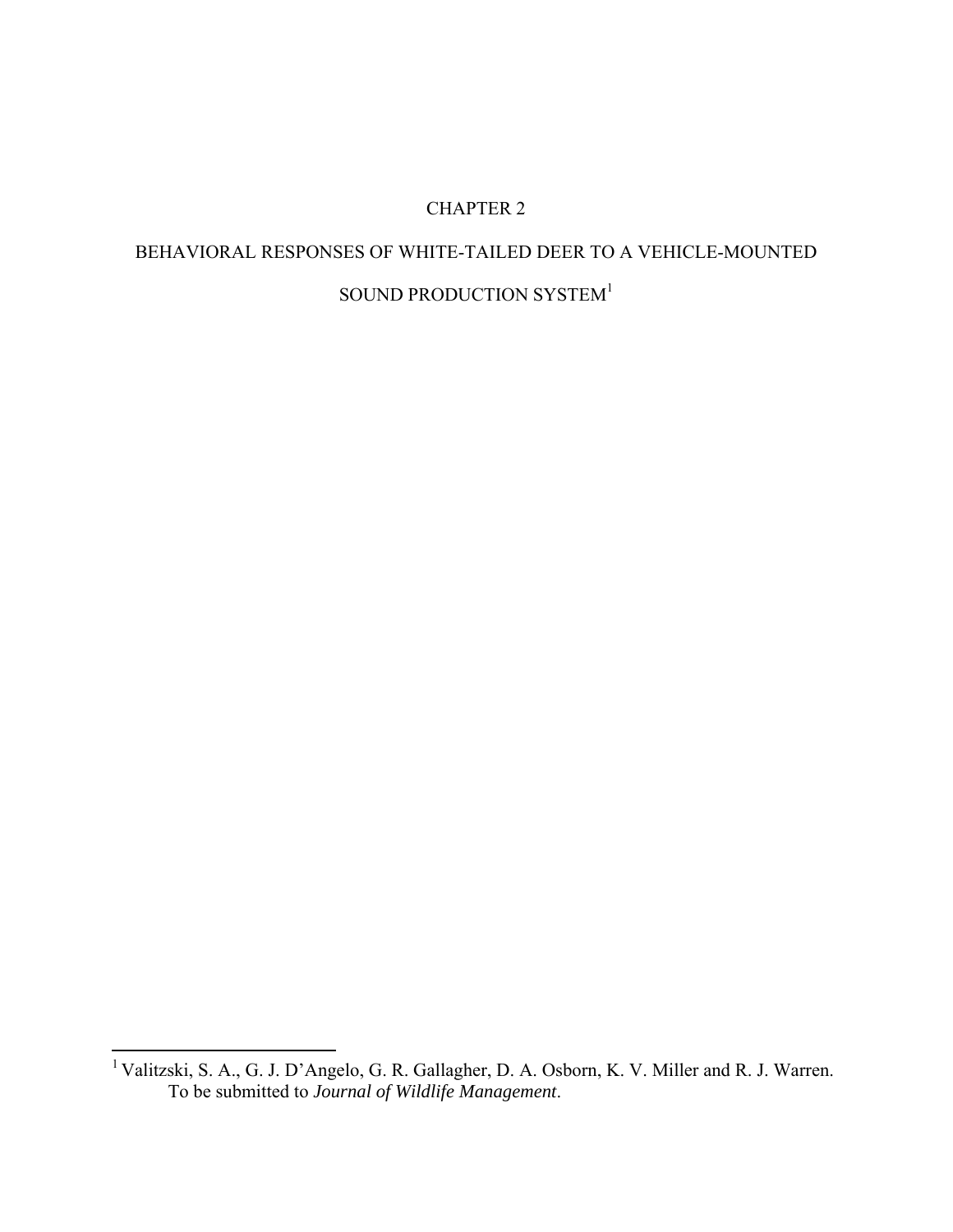# CHAPTER 2

# BEHAVIORAL RESPONSES OF WHITE-TAILED DEER TO A VEHICLE-MOUNTED SOUND PRODUCTION SYSTEM[1]

[1] Valitzski, S. A., G. J. D'Angelo, G. R. Gallagher, D. A. Osborn, K. V. Miller and R. J. Warren. To be submitted to *Journal of Wildlife Management*.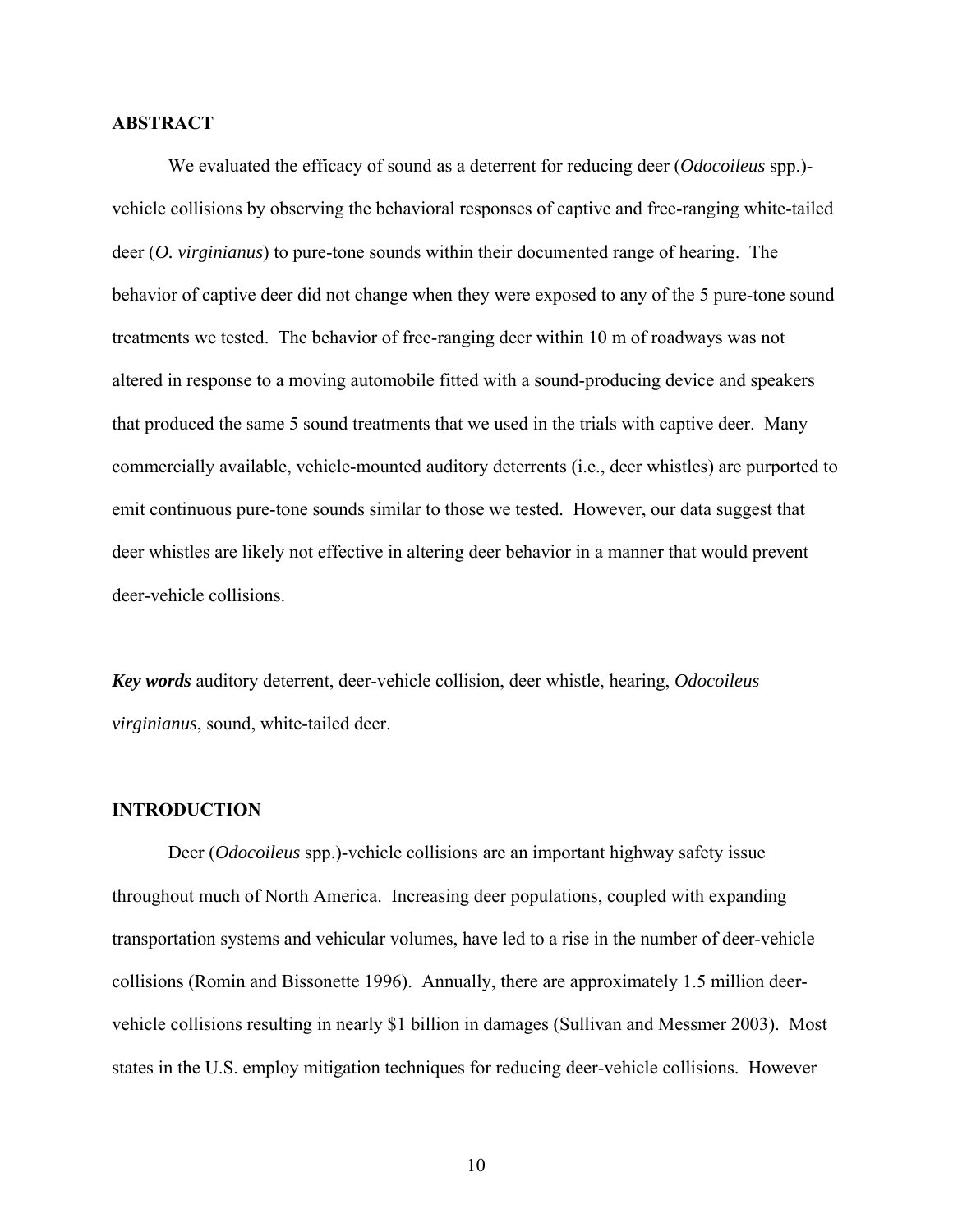## ABSTRACT

We evaluated the efficacy of sound as a deterrent for reducing deer (*Odocoileus* spp.)-vehicle collisions by observing the behavioral responses of captive and free-ranging white-tailed deer (*O. virginianus*) to pure-tone sounds within their documented range of hearing. The behavior of captive deer did not change when they were exposed to any of the 5 pure-tone sound treatments we tested. The behavior of free-ranging deer within 10 m of roadways was not altered in response to a moving automobile fitted with a sound-producing device and speakers that produced the same 5 sound treatments that we used in the trials with captive deer. Many commercially available, vehicle-mounted auditory deterrents (i.e., deer whistles) are purported to emit continuous pure-tone sounds similar to those we tested. However, our data suggest that deer whistles are likely not effective in altering deer behavior in a manner that would prevent deer-vehicle collisions.

***Key words*** auditory deterrent, deer-vehicle collision, deer whistle, hearing, *Odocoileus virginianus*, sound, white-tailed deer.

## INTRODUCTION

Deer (*Odocoileus* spp.)-vehicle collisions are an important highway safety issue throughout much of North America. Increasing deer populations, coupled with expanding transportation systems and vehicular volumes, have led to a rise in the number of deer-vehicle collisions (Romin and Bissonette 1996). Annually, there are approximately 1.5 million deer-vehicle collisions resulting in nearly $1 billion in damages (Sullivan and Messmer 2003). Most states in the U.S. employ mitigation techniques for reducing deer-vehicle collisions. However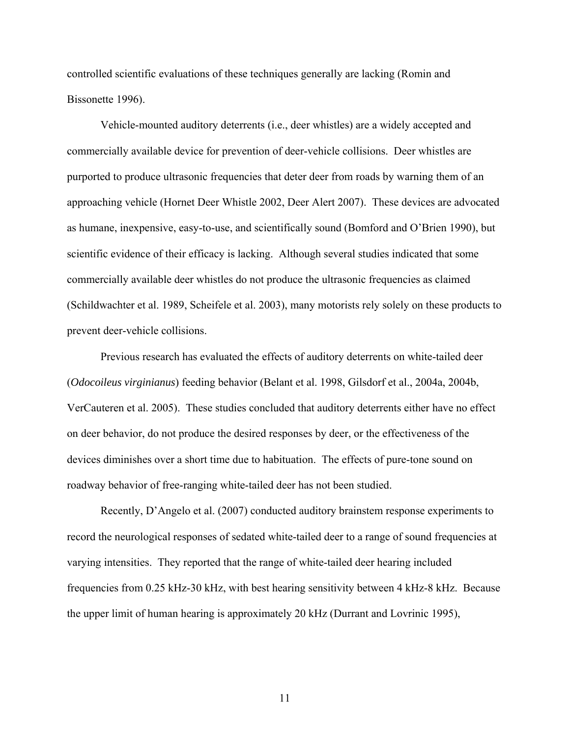controlled scientific evaluations of these techniques generally are lacking (Romin and Bissonette 1996).

Vehicle-mounted auditory deterrents (i.e., deer whistles) are a widely accepted and commercially available device for prevention of deer-vehicle collisions. Deer whistles are purported to produce ultrasonic frequencies that deter deer from roads by warning them of an approaching vehicle (Hornet Deer Whistle 2002, Deer Alert 2007). These devices are advocated as humane, inexpensive, easy-to-use, and scientifically sound (Bomford and O'Brien 1990), but scientific evidence of their efficacy is lacking. Although several studies indicated that some commercially available deer whistles do not produce the ultrasonic frequencies as claimed (Schildwachter et al. 1989, Scheifele et al. 2003), many motorists rely solely on these products to prevent deer-vehicle collisions.

Previous research has evaluated the effects of auditory deterrents on white-tailed deer (*Odocoileus virginianus*) feeding behavior (Belant et al. 1998, Gilsdorf et al., 2004a, 2004b, VerCauteren et al. 2005). These studies concluded that auditory deterrents either have no effect on deer behavior, do not produce the desired responses by deer, or the effectiveness of the devices diminishes over a short time due to habituation. The effects of pure-tone sound on roadway behavior of free-ranging white-tailed deer has not been studied.

Recently, D'Angelo et al. (2007) conducted auditory brainstem response experiments to record the neurological responses of sedated white-tailed deer to a range of sound frequencies at varying intensities. They reported that the range of white-tailed deer hearing included frequencies from 0.25 kHz-30 kHz, with best hearing sensitivity between 4 kHz-8 kHz. Because the upper limit of human hearing is approximately 20 kHz (Durrant and Lovrinic 1995),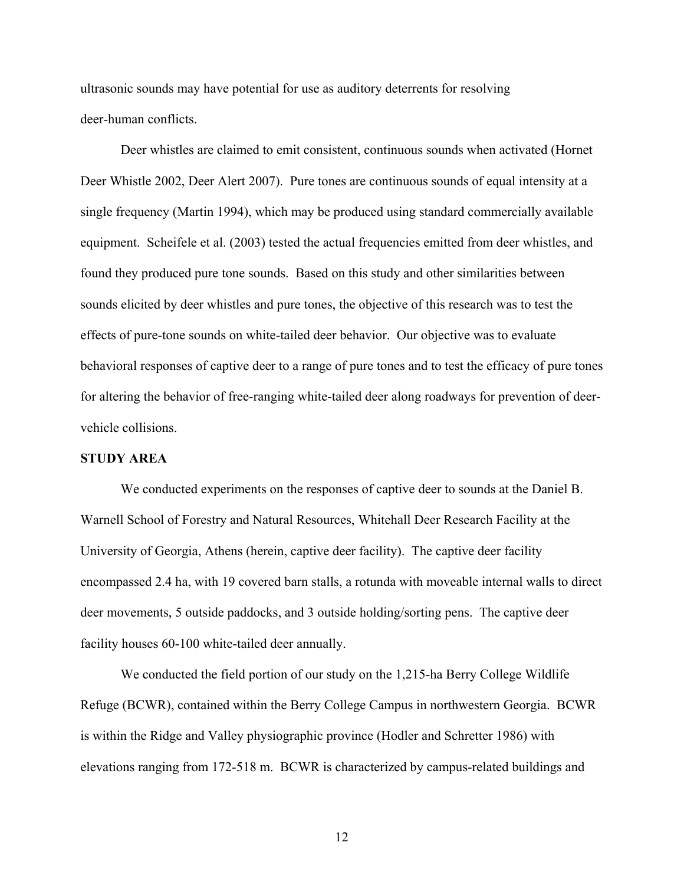ultrasonic sounds may have potential for use as auditory deterrents for resolving deer-human conflicts.

Deer whistles are claimed to emit consistent, continuous sounds when activated (Hornet Deer Whistle 2002, Deer Alert 2007). Pure tones are continuous sounds of equal intensity at a single frequency (Martin 1994), which may be produced using standard commercially available equipment. Scheifele et al. (2003) tested the actual frequencies emitted from deer whistles, and found they produced pure tone sounds. Based on this study and other similarities between sounds elicited by deer whistles and pure tones, the objective of this research was to test the effects of pure-tone sounds on white-tailed deer behavior. Our objective was to evaluate behavioral responses of captive deer to a range of pure tones and to test the efficacy of pure tones for altering the behavior of free-ranging white-tailed deer along roadways for prevention of deer-vehicle collisions.

## STUDY AREA

We conducted experiments on the responses of captive deer to sounds at the Daniel B. Warnell School of Forestry and Natural Resources, Whitehall Deer Research Facility at the University of Georgia, Athens (herein, captive deer facility). The captive deer facility encompassed 2.4 ha, with 19 covered barn stalls, a rotunda with moveable internal walls to direct deer movements, 5 outside paddocks, and 3 outside holding/sorting pens. The captive deer facility houses 60-100 white-tailed deer annually.

We conducted the field portion of our study on the 1,215-ha Berry College Wildlife Refuge (BCWR), contained within the Berry College Campus in northwestern Georgia. BCWR is within the Ridge and Valley physiographic province (Hodler and Schretter 1986) with elevations ranging from 172-518 m. BCWR is characterized by campus-related buildings and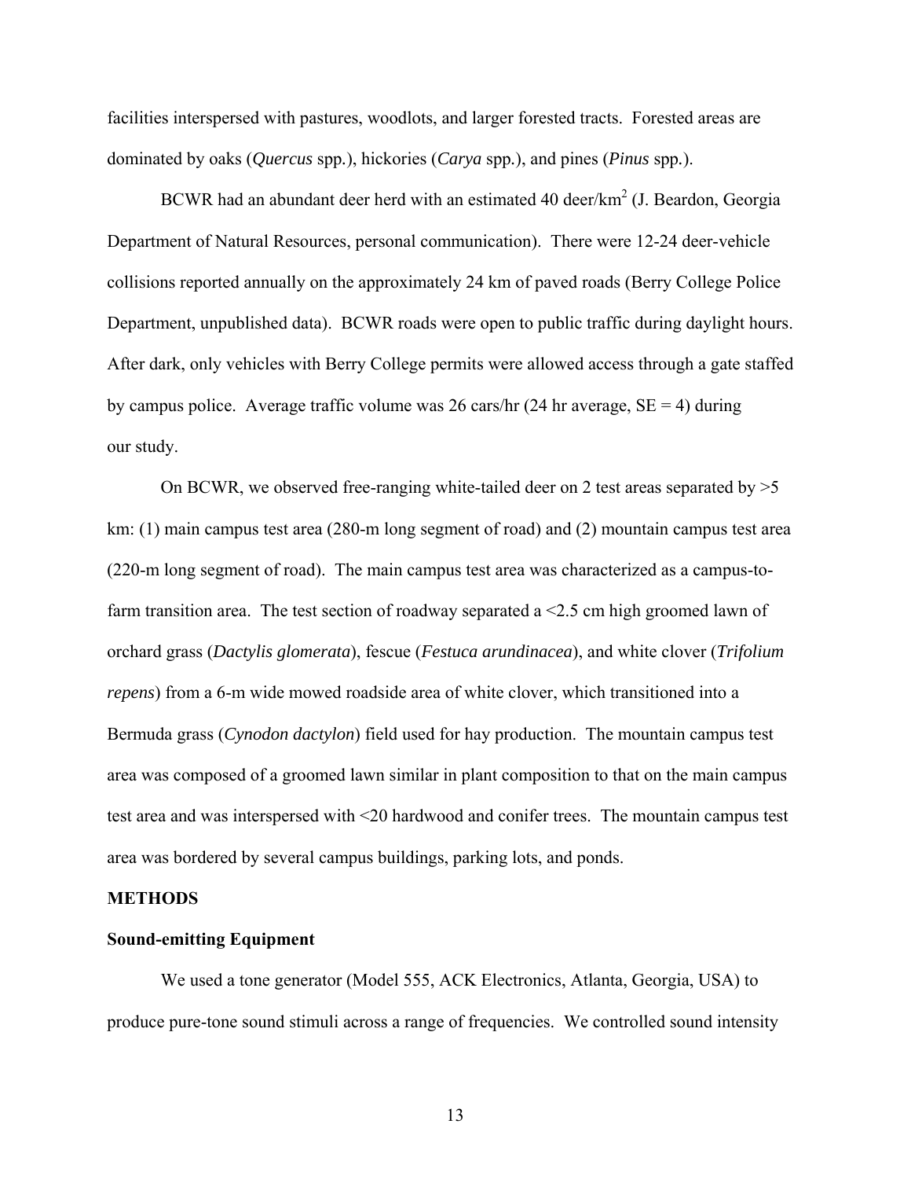facilities interspersed with pastures, woodlots, and larger forested tracts. Forested areas are dominated by oaks (*Quercus* spp.), hickories (*Carya* spp.), and pines (*Pinus* spp.).

BCWR had an abundant deer herd with an estimated 40 deer/km$^2$ (J. Beardon, Georgia Department of Natural Resources, personal communication). There were 12-24 deer-vehicle collisions reported annually on the approximately 24 km of paved roads (Berry College Police Department, unpublished data). BCWR roads were open to public traffic during daylight hours. After dark, only vehicles with Berry College permits were allowed access through a gate staffed by campus police. Average traffic volume was 26 cars/hr (24 hr average, SE = 4) during our study.

On BCWR, we observed free-ranging white-tailed deer on 2 test areas separated by >5 km: (1) main campus test area (280-m long segment of road) and (2) mountain campus test area (220-m long segment of road). The main campus test area was characterized as a campus-to-farm transition area. The test section of roadway separated a <2.5 cm high groomed lawn of orchard grass (*Dactylis glomerata*), fescue (*Festuca arundinacea*), and white clover (*Trifolium repens*) from a 6-m wide mowed roadside area of white clover, which transitioned into a Bermuda grass (*Cynodon dactylon*) field used for hay production. The mountain campus test area was composed of a groomed lawn similar in plant composition to that on the main campus test area and was interspersed with <20 hardwood and conifer trees. The mountain campus test area was bordered by several campus buildings, parking lots, and ponds.

## METHODS

### Sound-emitting Equipment

We used a tone generator (Model 555, ACK Electronics, Atlanta, Georgia, USA) to produce pure-tone sound stimuli across a range of frequencies. We controlled sound intensity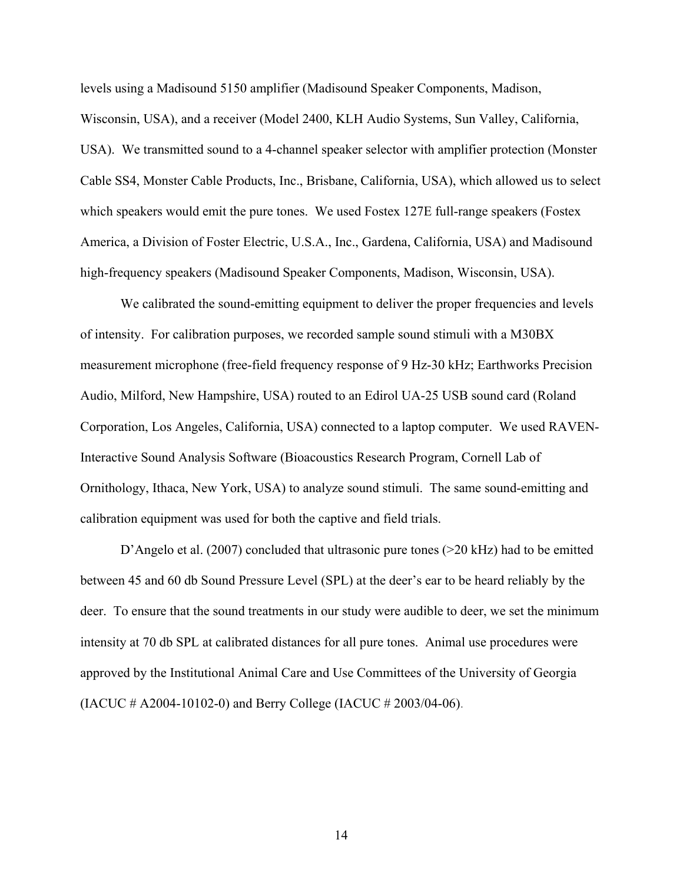levels using a Madisound 5150 amplifier (Madisound Speaker Components, Madison, Wisconsin, USA), and a receiver (Model 2400, KLH Audio Systems, Sun Valley, California, USA). We transmitted sound to a 4-channel speaker selector with amplifier protection (Monster Cable SS4, Monster Cable Products, Inc., Brisbane, California, USA), which allowed us to select which speakers would emit the pure tones. We used Fostex 127E full-range speakers (Fostex America, a Division of Foster Electric, U.S.A., Inc., Gardena, California, USA) and Madisound high-frequency speakers (Madisound Speaker Components, Madison, Wisconsin, USA).

We calibrated the sound-emitting equipment to deliver the proper frequencies and levels of intensity. For calibration purposes, we recorded sample sound stimuli with a M30BX measurement microphone (free-field frequency response of 9 Hz-30 kHz; Earthworks Precision Audio, Milford, New Hampshire, USA) routed to an Edirol UA-25 USB sound card (Roland Corporation, Los Angeles, California, USA) connected to a laptop computer. We used RAVEN-Interactive Sound Analysis Software (Bioacoustics Research Program, Cornell Lab of Ornithology, Ithaca, New York, USA) to analyze sound stimuli. The same sound-emitting and calibration equipment was used for both the captive and field trials.

D'Angelo et al. (2007) concluded that ultrasonic pure tones (>20 kHz) had to be emitted between 45 and 60 db Sound Pressure Level (SPL) at the deer's ear to be heard reliably by the deer. To ensure that the sound treatments in our study were audible to deer, we set the minimum intensity at 70 db SPL at calibrated distances for all pure tones. Animal use procedures were approved by the Institutional Animal Care and Use Committees of the University of Georgia (IACUC # A2004-10102-0) and Berry College (IACUC # 2003/04-06).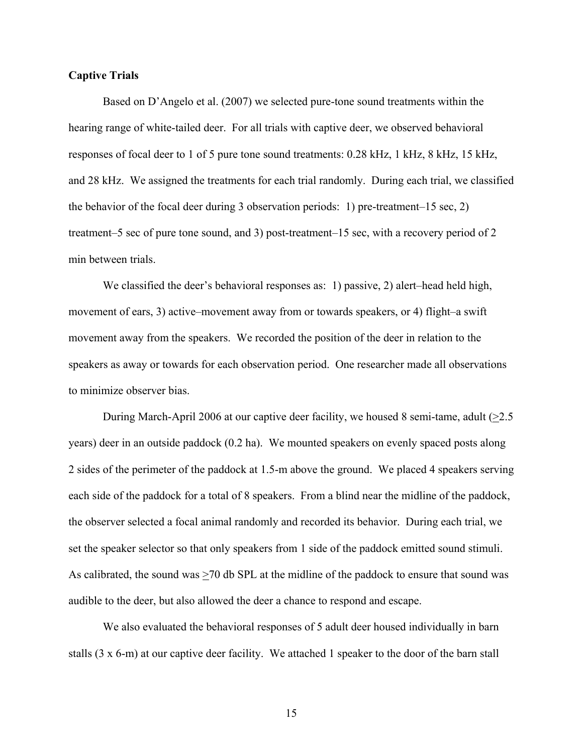**Captive Trials**

Based on D'Angelo et al. (2007) we selected pure-tone sound treatments within the hearing range of white-tailed deer. For all trials with captive deer, we observed behavioral responses of focal deer to 1 of 5 pure tone sound treatments: 0.28 kHz, 1 kHz, 8 kHz, 15 kHz, and 28 kHz. We assigned the treatments for each trial randomly. During each trial, we classified the behavior of the focal deer during 3 observation periods: 1) pre-treatment–15 sec, 2) treatment–5 sec of pure tone sound, and 3) post-treatment–15 sec, with a recovery period of 2 min between trials.

We classified the deer's behavioral responses as: 1) passive, 2) alert–head held high, movement of ears, 3) active–movement away from or towards speakers, or 4) flight–a swift movement away from the speakers. We recorded the position of the deer in relation to the speakers as away or towards for each observation period. One researcher made all observations to minimize observer bias.

During March-April 2006 at our captive deer facility, we housed 8 semi-tame, adult (≥2.5 years) deer in an outside paddock (0.2 ha). We mounted speakers on evenly spaced posts along 2 sides of the perimeter of the paddock at 1.5-m above the ground. We placed 4 speakers serving each side of the paddock for a total of 8 speakers. From a blind near the midline of the paddock, the observer selected a focal animal randomly and recorded its behavior. During each trial, we set the speaker selector so that only speakers from 1 side of the paddock emitted sound stimuli. As calibrated, the sound was ≥70 db SPL at the midline of the paddock to ensure that sound was audible to the deer, but also allowed the deer a chance to respond and escape.

We also evaluated the behavioral responses of 5 adult deer housed individually in barn stalls (3 x 6-m) at our captive deer facility. We attached 1 speaker to the door of the barn stall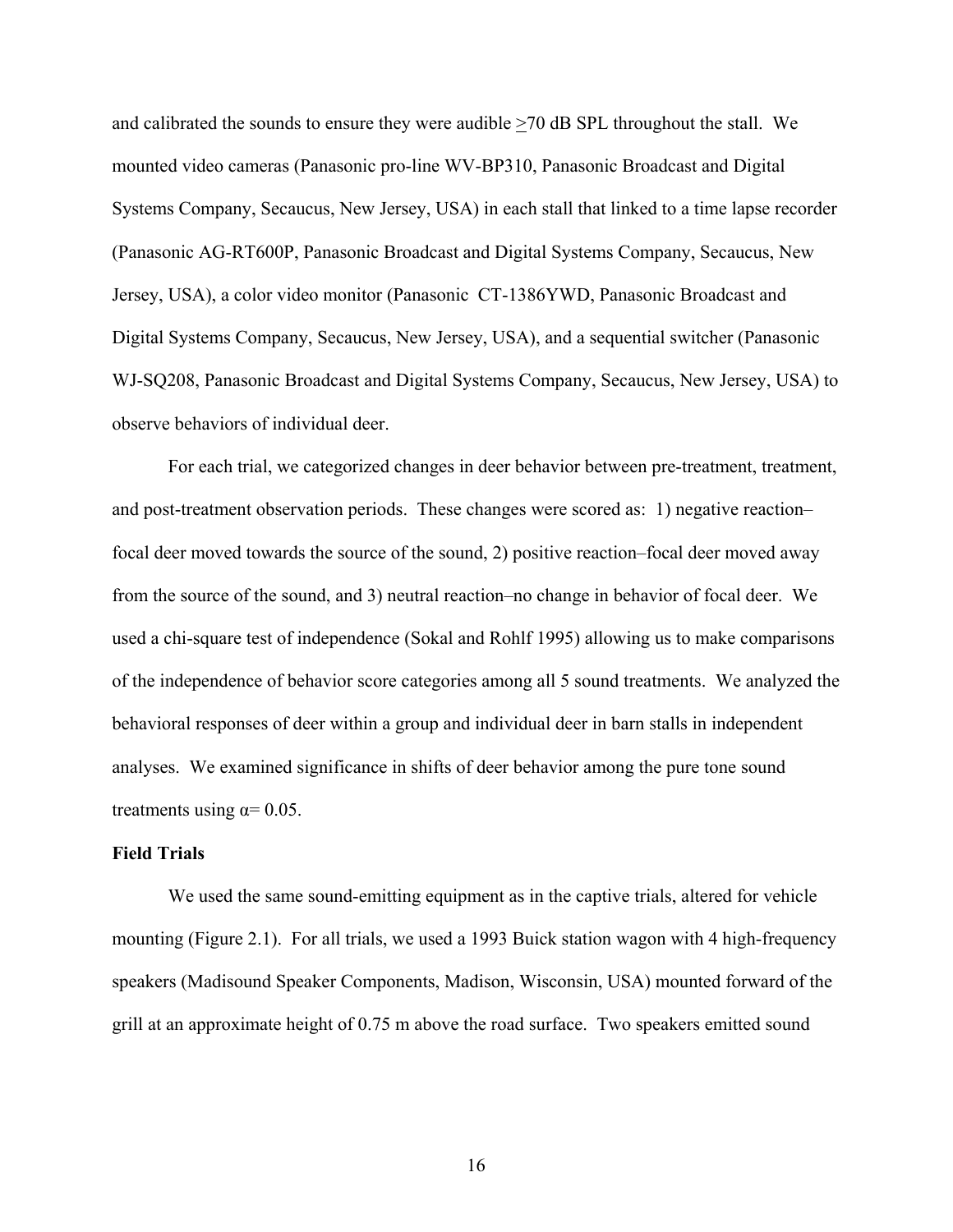and calibrated the sounds to ensure they were audible $\geq$70 dB SPL throughout the stall. We mounted video cameras (Panasonic pro-line WV-BP310, Panasonic Broadcast and Digital Systems Company, Secaucus, New Jersey, USA) in each stall that linked to a time lapse recorder (Panasonic AG-RT600P, Panasonic Broadcast and Digital Systems Company, Secaucus, New Jersey, USA), a color video monitor (Panasonic CT-1386YWD, Panasonic Broadcast and Digital Systems Company, Secaucus, New Jersey, USA), and a sequential switcher (Panasonic WJ-SQ208, Panasonic Broadcast and Digital Systems Company, Secaucus, New Jersey, USA) to observe behaviors of individual deer.

For each trial, we categorized changes in deer behavior between pre-treatment, treatment, and post-treatment observation periods. These changes were scored as: 1) negative reaction–focal deer moved towards the source of the sound, 2) positive reaction–focal deer moved away from the source of the sound, and 3) neutral reaction–no change in behavior of focal deer. We used a chi-square test of independence (Sokal and Rohlf 1995) allowing us to make comparisons of the independence of behavior score categories among all 5 sound treatments. We analyzed the behavioral responses of deer within a group and individual deer in barn stalls in independent analyses. We examined significance in shifts of deer behavior among the pure tone sound treatments using $\alpha = 0.05$.

**Field Trials**

We used the same sound-emitting equipment as in the captive trials, altered for vehicle mounting (Figure 2.1). For all trials, we used a 1993 Buick station wagon with 4 high-frequency speakers (Madisound Speaker Components, Madison, Wisconsin, USA) mounted forward of the grill at an approximate height of 0.75 m above the road surface. Two speakers emitted sound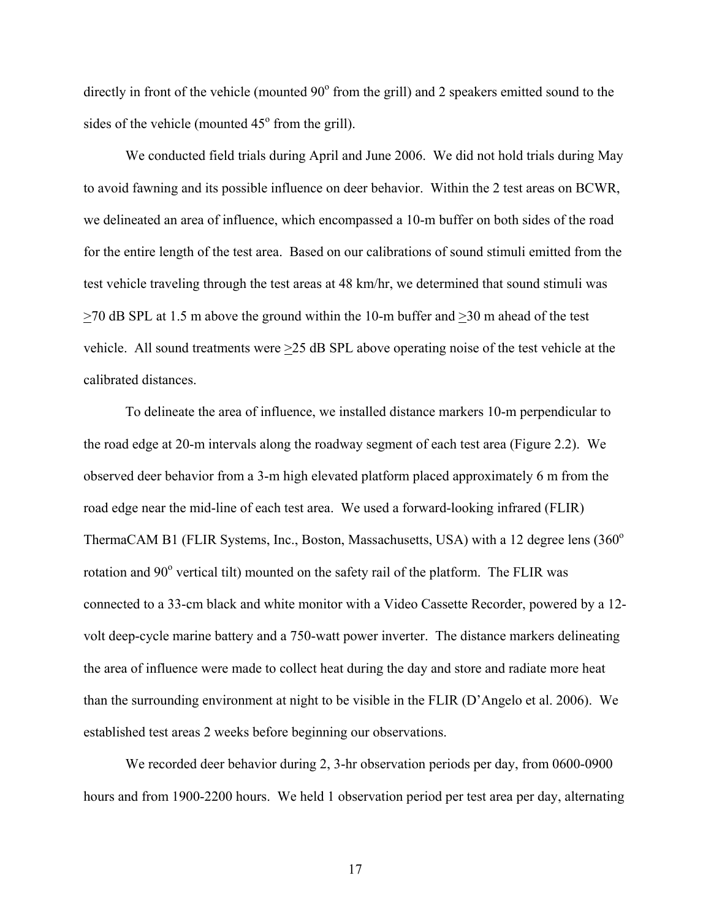directly in front of the vehicle (mounted 90$^o$ from the grill) and 2 speakers emitted sound to the sides of the vehicle (mounted 45$^o$ from the grill).

We conducted field trials during April and June 2006. We did not hold trials during May to avoid fawning and its possible influence on deer behavior. Within the 2 test areas on BCWR, we delineated an area of influence, which encompassed a 10-m buffer on both sides of the road for the entire length of the test area. Based on our calibrations of sound stimuli emitted from the test vehicle traveling through the test areas at 48 km/hr, we determined that sound stimuli was $\geq$70 dB SPL at 1.5 m above the ground within the 10-m buffer and $\geq$30 m ahead of the test vehicle. All sound treatments were $\geq$25 dB SPL above operating noise of the test vehicle at the calibrated distances.

To delineate the area of influence, we installed distance markers 10-m perpendicular to the road edge at 20-m intervals along the roadway segment of each test area (Figure 2.2). We observed deer behavior from a 3-m high elevated platform placed approximately 6 m from the road edge near the mid-line of each test area. We used a forward-looking infrared (FLIR) ThermaCAM B1 (FLIR Systems, Inc., Boston, Massachusetts, USA) with a 12 degree lens (360$^o$ rotation and 90$^o$ vertical tilt) mounted on the safety rail of the platform. The FLIR was connected to a 33-cm black and white monitor with a Video Cassette Recorder, powered by a 12-volt deep-cycle marine battery and a 750-watt power inverter. The distance markers delineating the area of influence were made to collect heat during the day and store and radiate more heat than the surrounding environment at night to be visible in the FLIR (D'Angelo et al. 2006). We established test areas 2 weeks before beginning our observations.

We recorded deer behavior during 2, 3-hr observation periods per day, from 0600-0900 hours and from 1900-2200 hours. We held 1 observation period per test area per day, alternating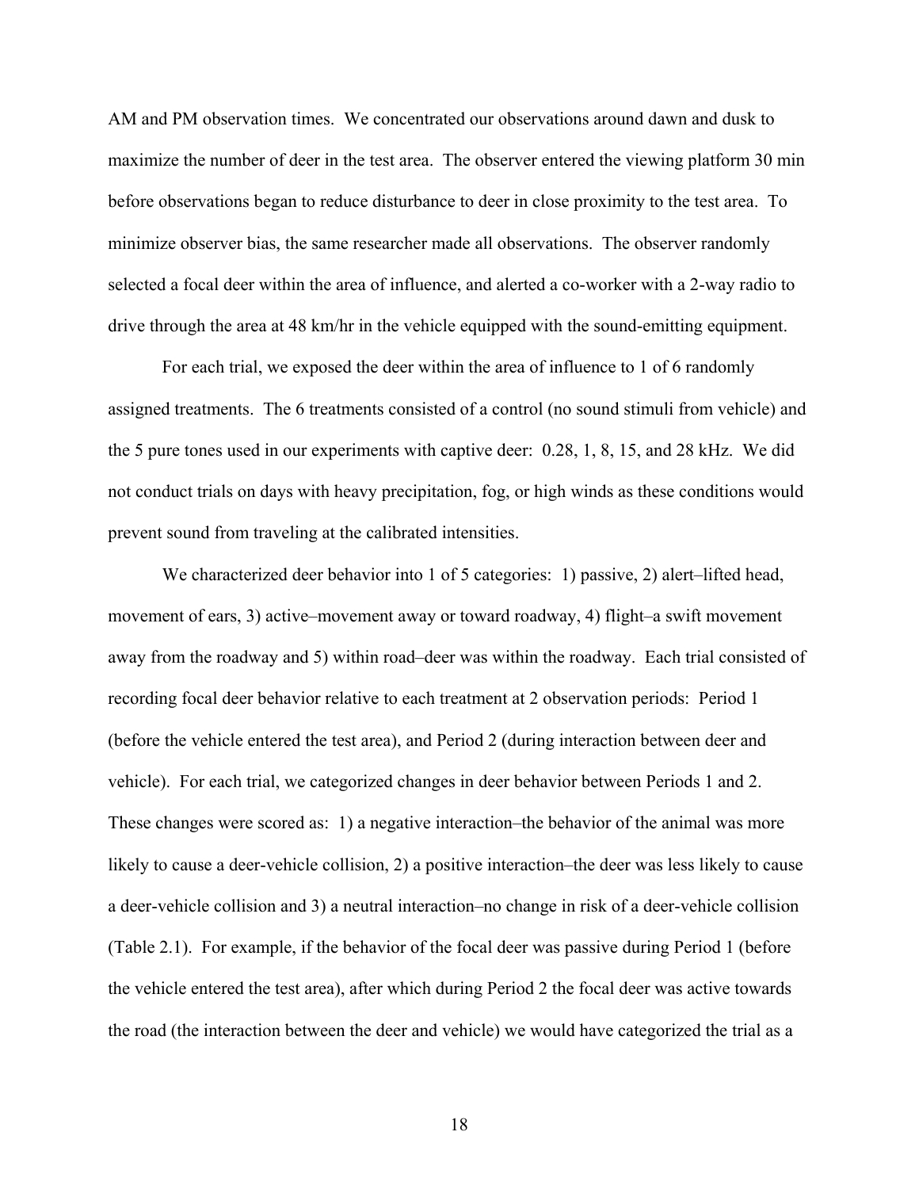AM and PM observation times. We concentrated our observations around dawn and dusk to maximize the number of deer in the test area. The observer entered the viewing platform 30 min before observations began to reduce disturbance to deer in close proximity to the test area. To minimize observer bias, the same researcher made all observations. The observer randomly selected a focal deer within the area of influence, and alerted a co-worker with a 2-way radio to drive through the area at 48 km/hr in the vehicle equipped with the sound-emitting equipment.

For each trial, we exposed the deer within the area of influence to 1 of 6 randomly assigned treatments. The 6 treatments consisted of a control (no sound stimuli from vehicle) and the 5 pure tones used in our experiments with captive deer: 0.28, 1, 8, 15, and 28 kHz. We did not conduct trials on days with heavy precipitation, fog, or high winds as these conditions would prevent sound from traveling at the calibrated intensities.

We characterized deer behavior into 1 of 5 categories: 1) passive, 2) alert–lifted head, movement of ears, 3) active–movement away or toward roadway, 4) flight–a swift movement away from the roadway and 5) within road–deer was within the roadway. Each trial consisted of recording focal deer behavior relative to each treatment at 2 observation periods: Period 1 (before the vehicle entered the test area), and Period 2 (during interaction between deer and vehicle). For each trial, we categorized changes in deer behavior between Periods 1 and 2. These changes were scored as: 1) a negative interaction–the behavior of the animal was more likely to cause a deer-vehicle collision, 2) a positive interaction–the deer was less likely to cause a deer-vehicle collision and 3) a neutral interaction–no change in risk of a deer-vehicle collision (Table 2.1). For example, if the behavior of the focal deer was passive during Period 1 (before the vehicle entered the test area), after which during Period 2 the focal deer was active towards the road (the interaction between the deer and vehicle) we would have categorized the trial as a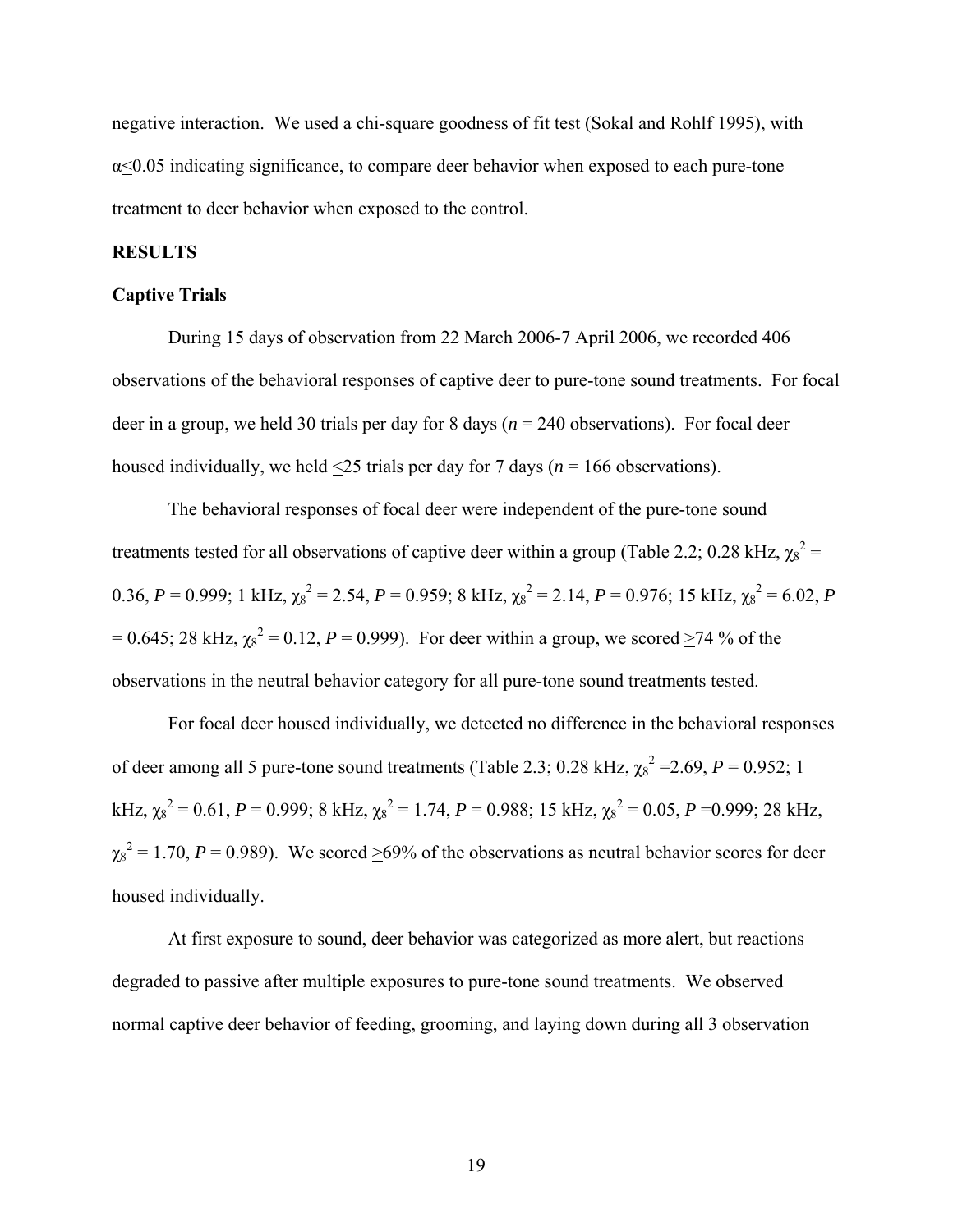negative interaction. We used a chi-square goodness of fit test (Sokal and Rohlf 1995), with $\alpha \leq 0.05$ indicating significance, to compare deer behavior when exposed to each pure-tone treatment to deer behavior when exposed to the control.

## RESULTS

### Captive Trials

During 15 days of observation from 22 March 2006-7 April 2006, we recorded 406 observations of the behavioral responses of captive deer to pure-tone sound treatments. For focal deer in a group, we held 30 trials per day for 8 days ($n$ = 240 observations). For focal deer housed individually, we held $\leq$25 trials per day for 7 days ($n$ = 166 observations).

The behavioral responses of focal deer were independent of the pure-tone sound treatments tested for all observations of captive deer within a group (Table 2.2; 0.28 kHz, $\chi_8^2$ = 0.36, $P$ = 0.999; 1 kHz, $\chi_8^2$ = 2.54, $P$ = 0.959; 8 kHz, $\chi_8^2$ = 2.14, $P$ = 0.976; 15 kHz, $\chi_8^2$ = 6.02, $P$ = 0.645; 28 kHz, $\chi_8^2$ = 0.12, $P$ = 0.999). For deer within a group, we scored $\geq$74 % of the observations in the neutral behavior category for all pure-tone sound treatments tested.

For focal deer housed individually, we detected no difference in the behavioral responses of deer among all 5 pure-tone sound treatments (Table 2.3; 0.28 kHz, $\chi_8^2$ =2.69, $P$ = 0.952; 1 kHz, $\chi_8^2$ = 0.61, $P$ = 0.999; 8 kHz, $\chi_8^2$ = 1.74, $P$ = 0.988; 15 kHz, $\chi_8^2$ = 0.05, $P$ =0.999; 28 kHz, $\chi_8^2$ = 1.70, $P$ = 0.989). We scored $\geq$69% of the observations as neutral behavior scores for deer housed individually.

At first exposure to sound, deer behavior was categorized as more alert, but reactions degraded to passive after multiple exposures to pure-tone sound treatments. We observed normal captive deer behavior of feeding, grooming, and laying down during all 3 observation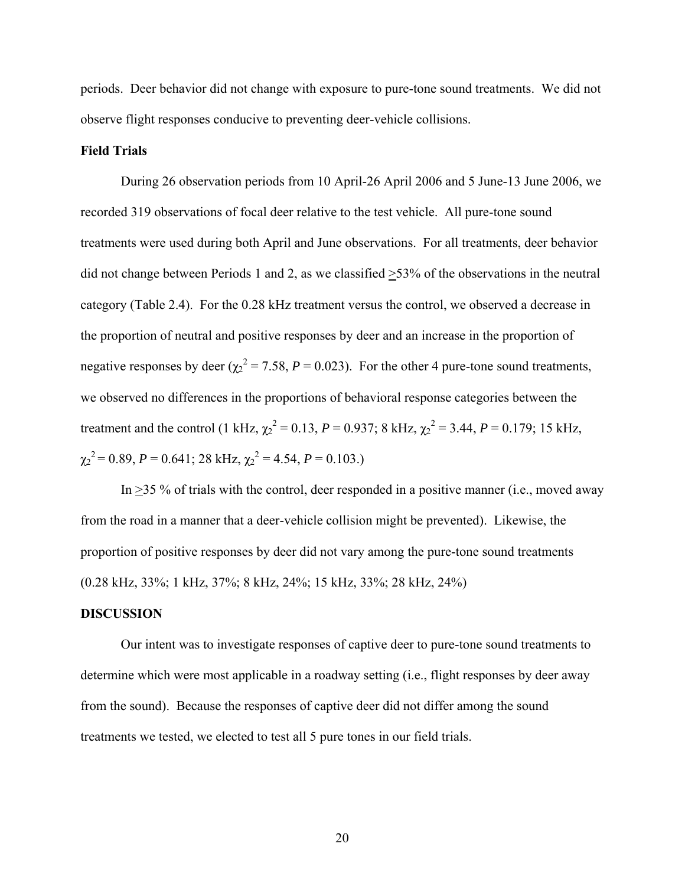periods. Deer behavior did not change with exposure to pure-tone sound treatments. We did not observe flight responses conducive to preventing deer-vehicle collisions.

**Field Trials**

During 26 observation periods from 10 April-26 April 2006 and 5 June-13 June 2006, we recorded 319 observations of focal deer relative to the test vehicle. All pure-tone sound treatments were used during both April and June observations. For all treatments, deer behavior did not change between Periods 1 and 2, as we classified $\geq$53% of the observations in the neutral category (Table 2.4). For the 0.28 kHz treatment versus the control, we observed a decrease in the proportion of neutral and positive responses by deer and an increase in the proportion of negative responses by deer ($\chi_2^2 = 7.58$, $P = 0.023$). For the other 4 pure-tone sound treatments, we observed no differences in the proportions of behavioral response categories between the treatment and the control (1 kHz, $\chi_2^2 = 0.13$, $P = 0.937$; 8 kHz, $\chi_2^2 = 3.44$, $P = 0.179$; 15 kHz, $\chi_2^2 = 0.89$, $P = 0.641$; 28 kHz, $\chi_2^2 = 4.54$, $P = 0.103$.)

In $\geq$35 % of trials with the control, deer responded in a positive manner (i.e., moved away from the road in a manner that a deer-vehicle collision might be prevented). Likewise, the proportion of positive responses by deer did not vary among the pure-tone sound treatments (0.28 kHz, 33%; 1 kHz, 37%; 8 kHz, 24%; 15 kHz, 33%; 28 kHz, 24%)

**DISCUSSION**

Our intent was to investigate responses of captive deer to pure-tone sound treatments to determine which were most applicable in a roadway setting (i.e., flight responses by deer away from the sound). Because the responses of captive deer did not differ among the sound treatments we tested, we elected to test all 5 pure tones in our field trials.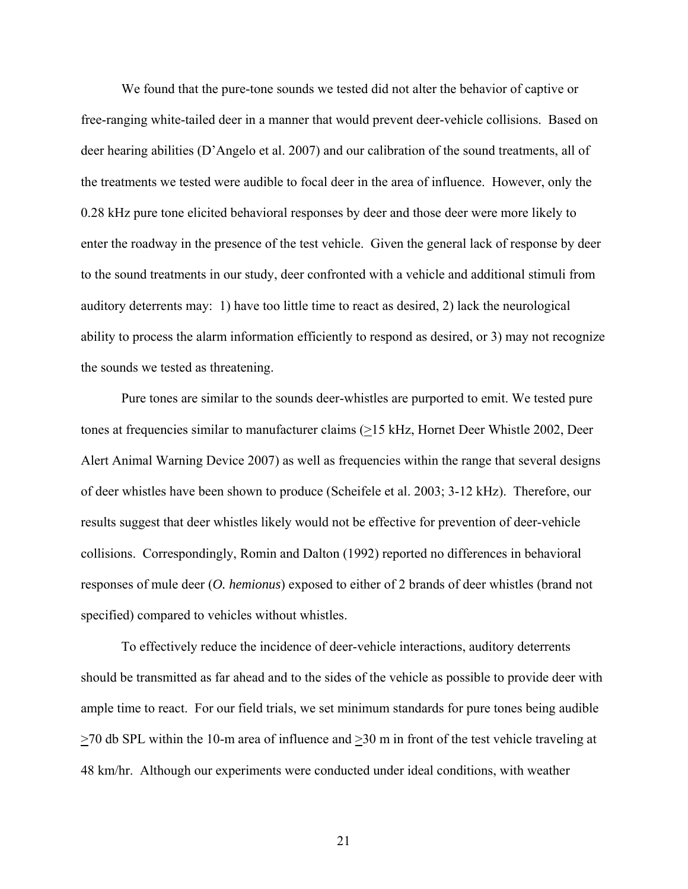We found that the pure-tone sounds we tested did not alter the behavior of captive or free-ranging white-tailed deer in a manner that would prevent deer-vehicle collisions. Based on deer hearing abilities (D'Angelo et al. 2007) and our calibration of the sound treatments, all of the treatments we tested were audible to focal deer in the area of influence. However, only the 0.28 kHz pure tone elicited behavioral responses by deer and those deer were more likely to enter the roadway in the presence of the test vehicle. Given the general lack of response by deer to the sound treatments in our study, deer confronted with a vehicle and additional stimuli from auditory deterrents may: 1) have too little time to react as desired, 2) lack the neurological ability to process the alarm information efficiently to respond as desired, or 3) may not recognize the sounds we tested as threatening.

Pure tones are similar to the sounds deer-whistles are purported to emit. We tested pure tones at frequencies similar to manufacturer claims ($\geq$15 kHz, Hornet Deer Whistle 2002, Deer Alert Animal Warning Device 2007) as well as frequencies within the range that several designs of deer whistles have been shown to produce (Scheifele et al. 2003; 3-12 kHz). Therefore, our results suggest that deer whistles likely would not be effective for prevention of deer-vehicle collisions. Correspondingly, Romin and Dalton (1992) reported no differences in behavioral responses of mule deer (*O. hemionus*) exposed to either of 2 brands of deer whistles (brand not specified) compared to vehicles without whistles.

To effectively reduce the incidence of deer-vehicle interactions, auditory deterrents should be transmitted as far ahead and to the sides of the vehicle as possible to provide deer with ample time to react. For our field trials, we set minimum standards for pure tones being audible $\geq$70 db SPL within the 10-m area of influence and $\geq$30 m in front of the test vehicle traveling at 48 km/hr. Although our experiments were conducted under ideal conditions, with weather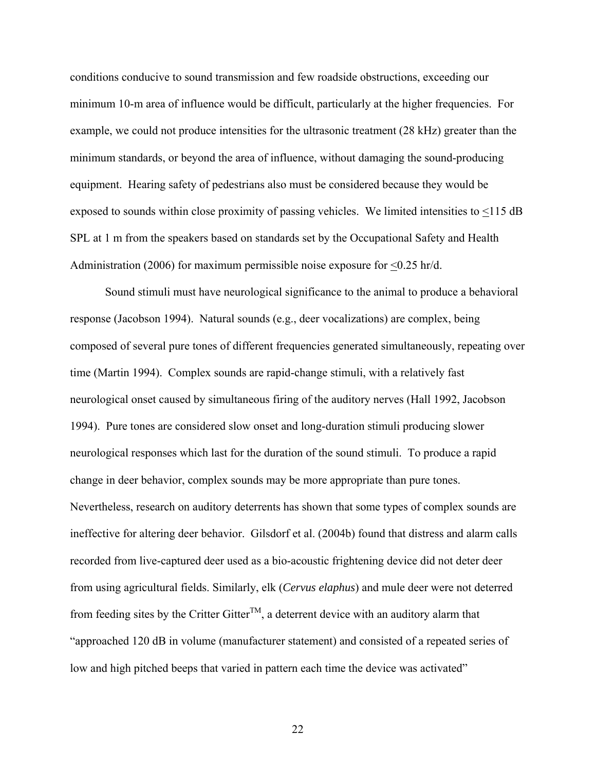conditions conducive to sound transmission and few roadside obstructions, exceeding our minimum 10-m area of influence would be difficult, particularly at the higher frequencies. For example, we could not produce intensities for the ultrasonic treatment (28 kHz) greater than the minimum standards, or beyond the area of influence, without damaging the sound-producing equipment. Hearing safety of pedestrians also must be considered because they would be exposed to sounds within close proximity of passing vehicles. We limited intensities to $\leq$115 dB SPL at 1 m from the speakers based on standards set by the Occupational Safety and Health Administration (2006) for maximum permissible noise exposure for $\leq$0.25 hr/d.

Sound stimuli must have neurological significance to the animal to produce a behavioral response (Jacobson 1994). Natural sounds (e.g., deer vocalizations) are complex, being composed of several pure tones of different frequencies generated simultaneously, repeating over time (Martin 1994). Complex sounds are rapid-change stimuli, with a relatively fast neurological onset caused by simultaneous firing of the auditory nerves (Hall 1992, Jacobson 1994). Pure tones are considered slow onset and long-duration stimuli producing slower neurological responses which last for the duration of the sound stimuli. To produce a rapid change in deer behavior, complex sounds may be more appropriate than pure tones. Nevertheless, research on auditory deterrents has shown that some types of complex sounds are ineffective for altering deer behavior. Gilsdorf et al. (2004b) found that distress and alarm calls recorded from live-captured deer used as a bio-acoustic frightening device did not deter deer from using agricultural fields. Similarly, elk (*Cervus elaphus*) and mule deer were not deterred from feeding sites by the Critter Gitter™, a deterrent device with an auditory alarm that "approached 120 dB in volume (manufacturer statement) and consisted of a repeated series of low and high pitched beeps that varied in pattern each time the device was activated"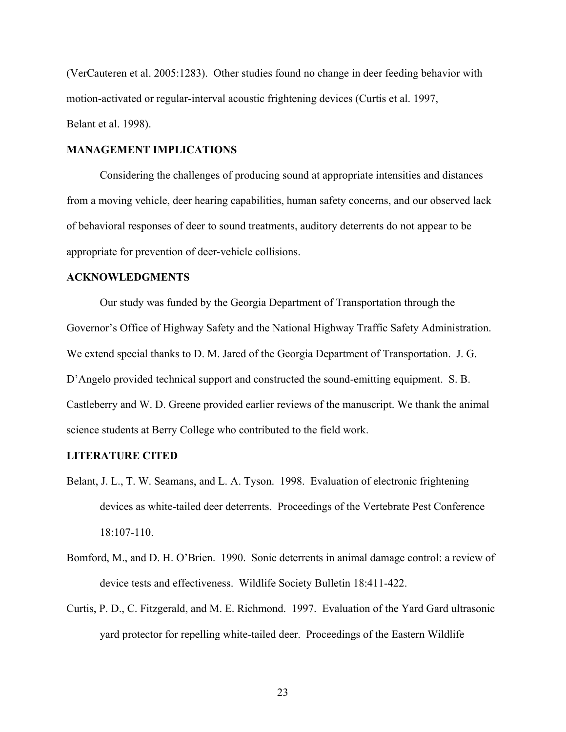(VerCauteren et al. 2005:1283). Other studies found no change in deer feeding behavior with motion-activated or regular-interval acoustic frightening devices (Curtis et al. 1997, Belant et al. 1998).

## MANAGEMENT IMPLICATIONS

Considering the challenges of producing sound at appropriate intensities and distances from a moving vehicle, deer hearing capabilities, human safety concerns, and our observed lack of behavioral responses of deer to sound treatments, auditory deterrents do not appear to be appropriate for prevention of deer-vehicle collisions.

## ACKNOWLEDGMENTS

Our study was funded by the Georgia Department of Transportation through the Governor's Office of Highway Safety and the National Highway Traffic Safety Administration. We extend special thanks to D. M. Jared of the Georgia Department of Transportation. J. G. D'Angelo provided technical support and constructed the sound-emitting equipment. S. B. Castleberry and W. D. Greene provided earlier reviews of the manuscript. We thank the animal science students at Berry College who contributed to the field work.

## LITERATURE CITED

Belant, J. L., T. W. Seamans, and L. A. Tyson. 1998. Evaluation of electronic frightening devices as white-tailed deer deterrents. Proceedings of the Vertebrate Pest Conference 18:107-110.

Bomford, M., and D. H. O'Brien. 1990. Sonic deterrents in animal damage control: a review of device tests and effectiveness. Wildlife Society Bulletin 18:411-422.

Curtis, P. D., C. Fitzgerald, and M. E. Richmond. 1997. Evaluation of the Yard Gard ultrasonic yard protector for repelling white-tailed deer. Proceedings of the Eastern Wildlife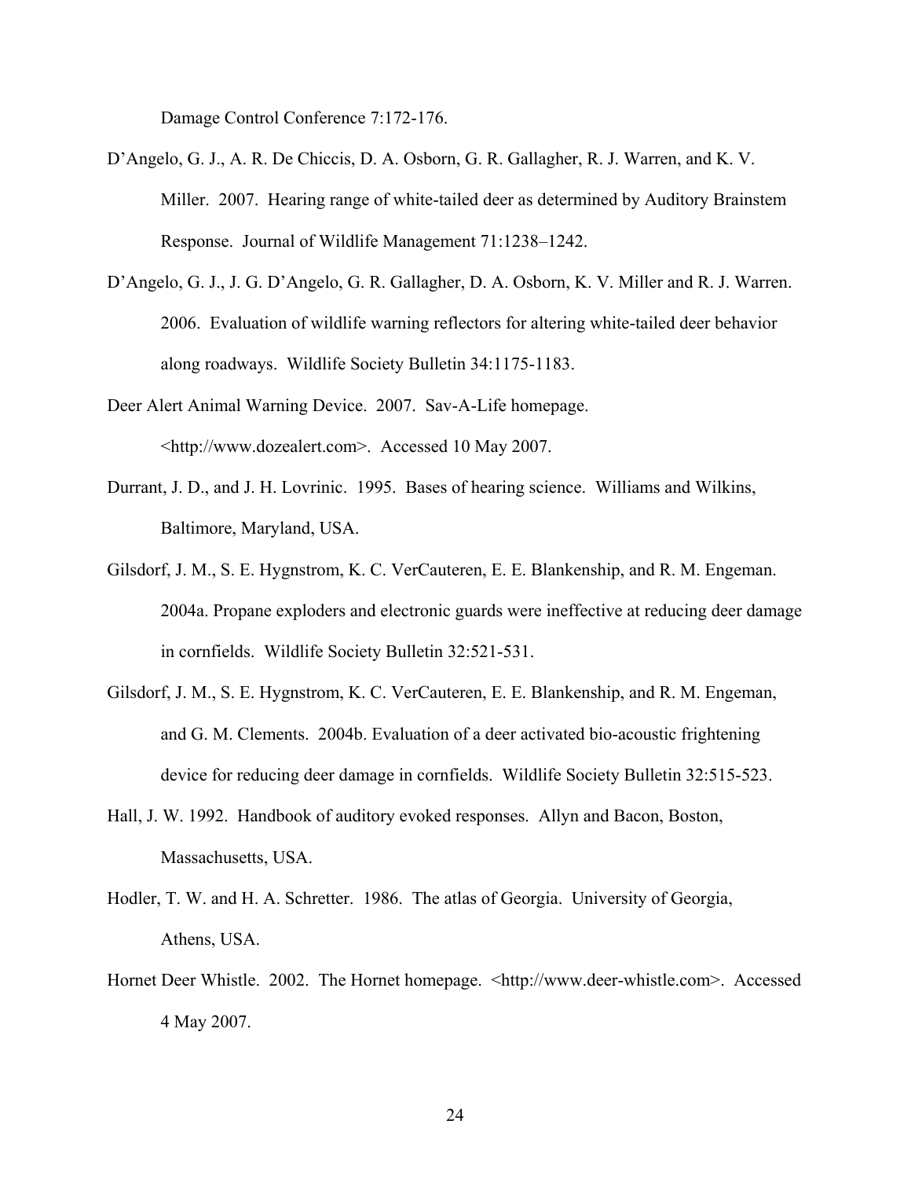Damage Control Conference 7:172-176.

D'Angelo, G. J., A. R. De Chiccis, D. A. Osborn, G. R. Gallagher, R. J. Warren, and K. V. Miller. 2007. Hearing range of white-tailed deer as determined by Auditory Brainstem Response. Journal of Wildlife Management 71:1238–1242.

D'Angelo, G. J., J. G. D'Angelo, G. R. Gallagher, D. A. Osborn, K. V. Miller and R. J. Warren. 2006. Evaluation of wildlife warning reflectors for altering white-tailed deer behavior along roadways. Wildlife Society Bulletin 34:1175-1183.

Deer Alert Animal Warning Device. 2007. Sav-A-Life homepage. <http://www.dozealert.com>. Accessed 10 May 2007.

Durrant, J. D., and J. H. Lovrinic. 1995. Bases of hearing science. Williams and Wilkins, Baltimore, Maryland, USA.

Gilsdorf, J. M., S. E. Hygnstrom, K. C. VerCauteren, E. E. Blankenship, and R. M. Engeman. 2004a. Propane exploders and electronic guards were ineffective at reducing deer damage in cornfields. Wildlife Society Bulletin 32:521-531.

Gilsdorf, J. M., S. E. Hygnstrom, K. C. VerCauteren, E. E. Blankenship, and R. M. Engeman, and G. M. Clements. 2004b. Evaluation of a deer activated bio-acoustic frightening device for reducing deer damage in cornfields. Wildlife Society Bulletin 32:515-523.

Hall, J. W. 1992. Handbook of auditory evoked responses. Allyn and Bacon, Boston, Massachusetts, USA.

Hodler, T. W. and H. A. Schretter. 1986. The atlas of Georgia. University of Georgia, Athens, USA.

Hornet Deer Whistle. 2002. The Hornet homepage. <http://www.deer-whistle.com>. Accessed 4 May 2007.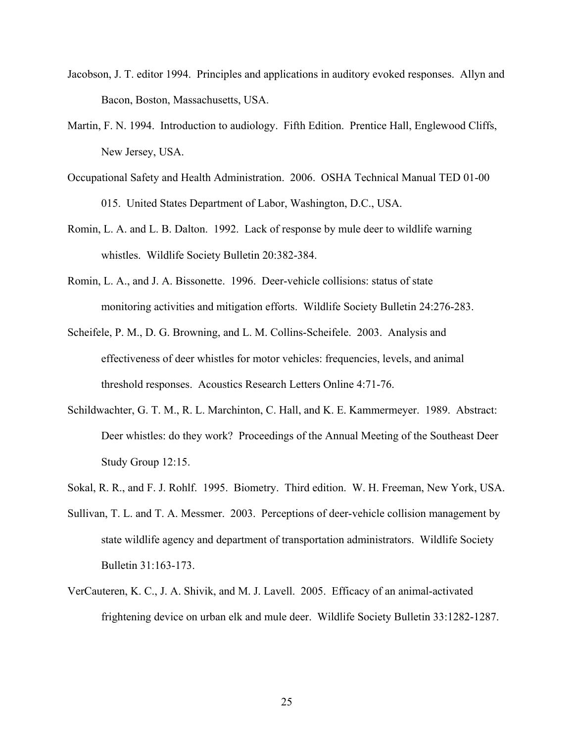Jacobson, J. T. editor 1994. Principles and applications in auditory evoked responses. Allyn and Bacon, Boston, Massachusetts, USA.

Martin, F. N. 1994. Introduction to audiology. Fifth Edition. Prentice Hall, Englewood Cliffs, New Jersey, USA.

Occupational Safety and Health Administration. 2006. OSHA Technical Manual TED 01-00 015. United States Department of Labor, Washington, D.C., USA.

Romin, L. A. and L. B. Dalton. 1992. Lack of response by mule deer to wildlife warning whistles. Wildlife Society Bulletin 20:382-384.

Romin, L. A., and J. A. Bissonette. 1996. Deer-vehicle collisions: status of state monitoring activities and mitigation efforts. Wildlife Society Bulletin 24:276-283.

Scheifele, P. M., D. G. Browning, and L. M. Collins-Scheifele. 2003. Analysis and effectiveness of deer whistles for motor vehicles: frequencies, levels, and animal threshold responses. Acoustics Research Letters Online 4:71-76.

Schildwachter, G. T. M., R. L. Marchinton, C. Hall, and K. E. Kammermeyer. 1989. Abstract: Deer whistles: do they work? Proceedings of the Annual Meeting of the Southeast Deer Study Group 12:15.

Sokal, R. R., and F. J. Rohlf. 1995. Biometry. Third edition. W. H. Freeman, New York, USA.

Sullivan, T. L. and T. A. Messmer. 2003. Perceptions of deer-vehicle collision management by state wildlife agency and department of transportation administrators. Wildlife Society Bulletin 31:163-173.

VerCauteren, K. C., J. A. Shivik, and M. J. Lavell. 2005. Efficacy of an animal-activated frightening device on urban elk and mule deer. Wildlife Society Bulletin 33:1282-1287.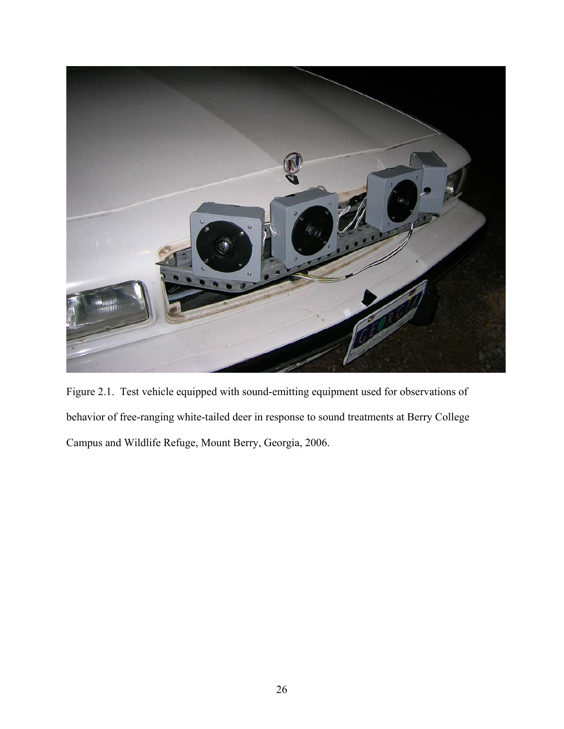Figure 2.1. Test vehicle equipped with sound-emitting equipment used for observations of behavior of free-ranging white-tailed deer in response to sound treatments at Berry College Campus and Wildlife Refuge, Mount Berry, Georgia, 2006.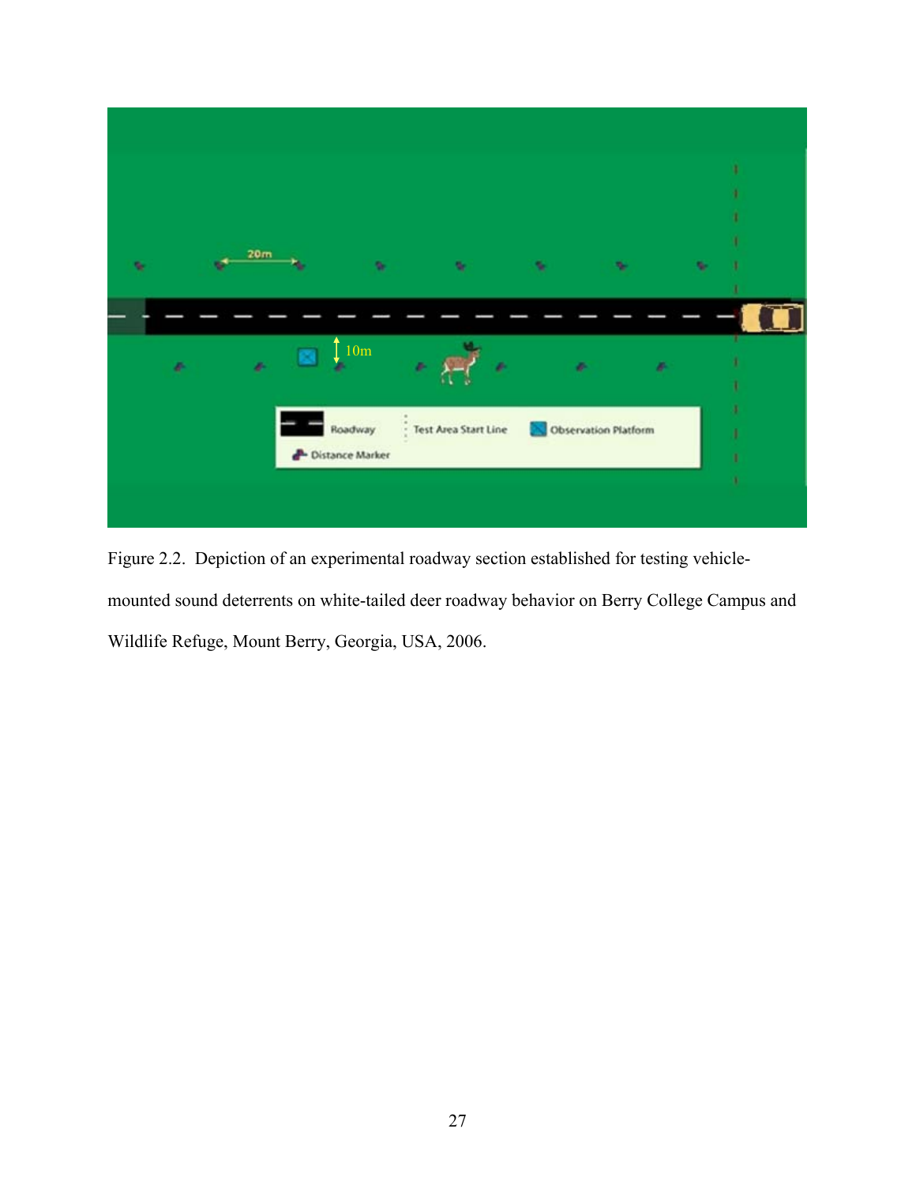Figure 2.2. Depiction of an experimental roadway section established for testing vehicle-mounted sound deterrents on white-tailed deer roadway behavior on Berry College Campus and Wildlife Refuge, Mount Berry, Georgia, USA, 2006.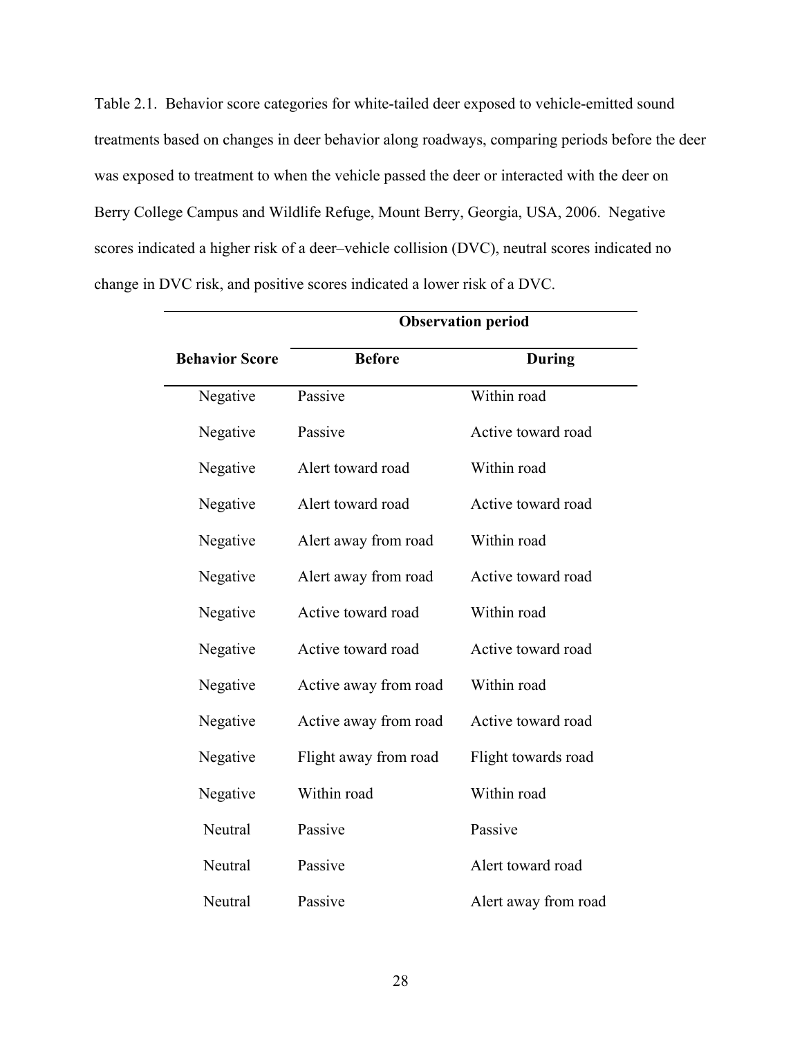Table 2.1. Behavior score categories for white-tailed deer exposed to vehicle-emitted sound treatments based on changes in deer behavior along roadways, comparing periods before the deer was exposed to treatment to when the vehicle passed the deer or interacted with the deer on Berry College Campus and Wildlife Refuge, Mount Berry, Georgia, USA, 2006. Negative scores indicated a higher risk of a deer–vehicle collision (DVC), neutral scores indicated no change in DVC risk, and positive scores indicated a lower risk of a DVC.

| | **Observation period** | |
|---|---|---|
| **Behavior Score** | **Before** | **During** |
| Negative | Passive | Within road |
| Negative | Passive | Active toward road |
| Negative | Alert toward road | Within road |
| Negative | Alert toward road | Active toward road |
| Negative | Alert away from road | Within road |
| Negative | Alert away from road | Active toward road |
| Negative | Active toward road | Within road |
| Negative | Active toward road | Active toward road |
| Negative | Active away from road | Within road |
| Negative | Active away from road | Active toward road |
| Negative | Flight away from road | Flight towards road |
| Negative | Within road | Within road |
| Neutral | Passive | Passive |
| Neutral | Passive | Alert toward road |
| Neutral | Passive | Alert away from road |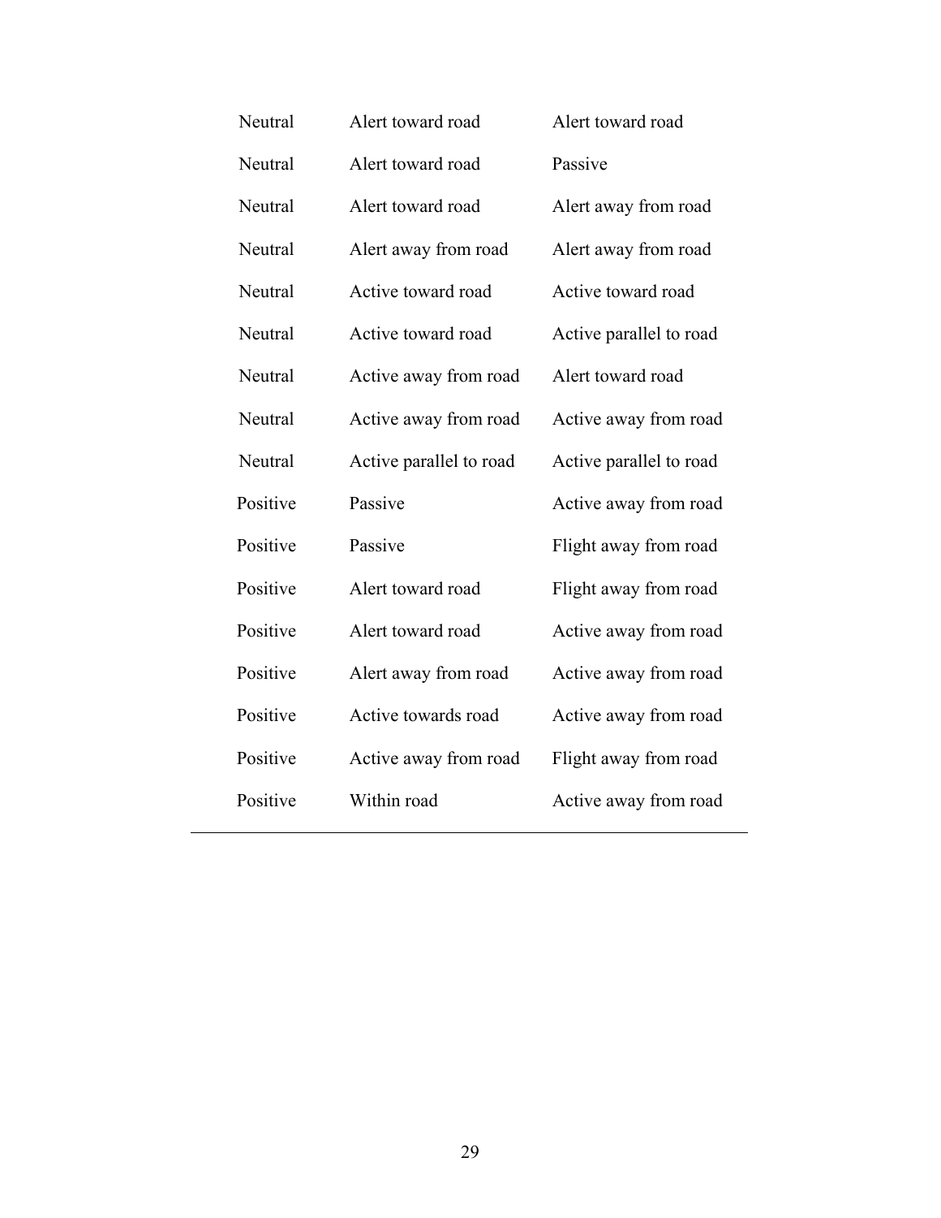| | | |
|---|---|---|
| Neutral | Alert toward road | Alert toward road |
| Neutral | Alert toward road | Passive |
| Neutral | Alert toward road | Alert away from road |
| Neutral | Alert away from road | Alert away from road |
| Neutral | Active toward road | Active toward road |
| Neutral | Active toward road | Active parallel to road |
| Neutral | Active away from road | Alert toward road |
| Neutral | Active away from road | Active away from road |
| Neutral | Active parallel to road | Active parallel to road |
| Positive | Passive | Active away from road |
| Positive | Passive | Flight away from road |
| Positive | Alert toward road | Flight away from road |
| Positive | Alert toward road | Active away from road |
| Positive | Alert away from road | Active away from road |
| Positive | Active towards road | Active away from road |
| Positive | Active away from road | Flight away from road |
| Positive | Within road | Active away from road |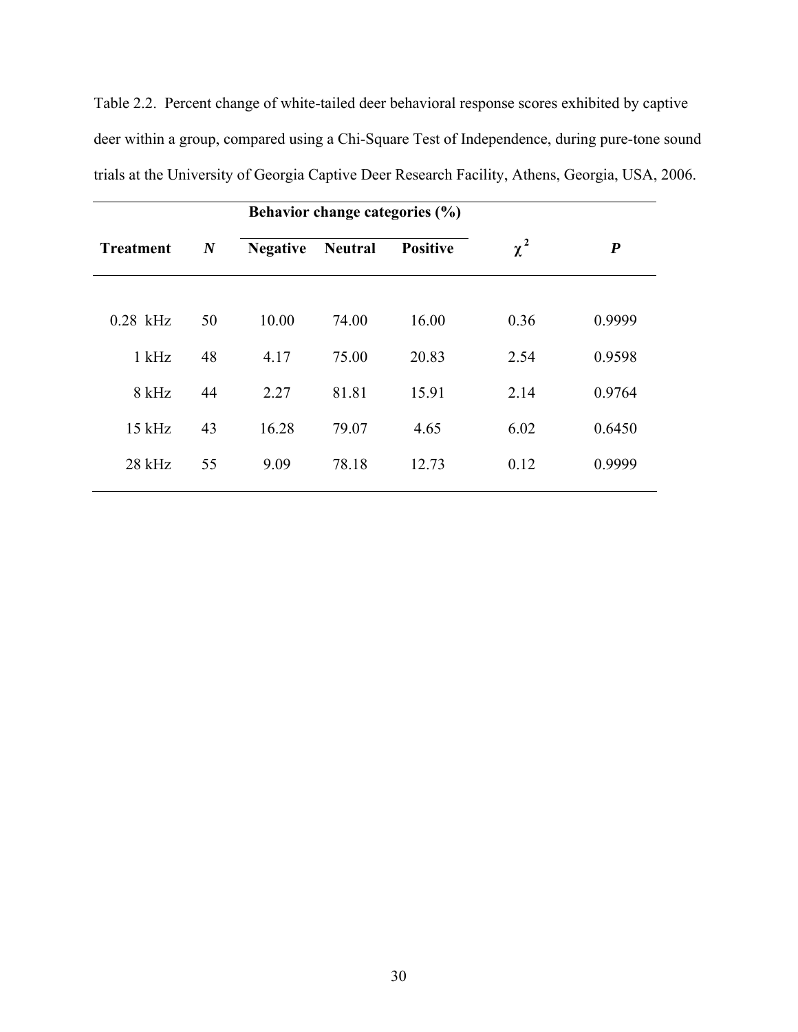Table 2.2. Percent change of white-tailed deer behavioral response scores exhibited by captive deer within a group, compared using a Chi-Square Test of Independence, during pure-tone sound trials at the University of Georgia Captive Deer Research Facility, Athens, Georgia, USA, 2006.

| | | Behavior change categories (%) | | | | |
|---|---|---|---|---|---|---|
| **Treatment** | ***N*** | **Negative** | **Neutral** | **Positive** | $\chi^2$ | ***P*** |
| 0.28 kHz | 50 | 10.00 | 74.00 | 16.00 | 0.36 | 0.9999 |
| 1 kHz | 48 | 4.17 | 75.00 | 20.83 | 2.54 | 0.9598 |
| 8 kHz | 44 | 2.27 | 81.81 | 15.91 | 2.14 | 0.9764 |
| 15 kHz | 43 | 16.28 | 79.07 | 4.65 | 6.02 | 0.6450 |
| 28 kHz | 55 | 9.09 | 78.18 | 12.73 | 0.12 | 0.9999 |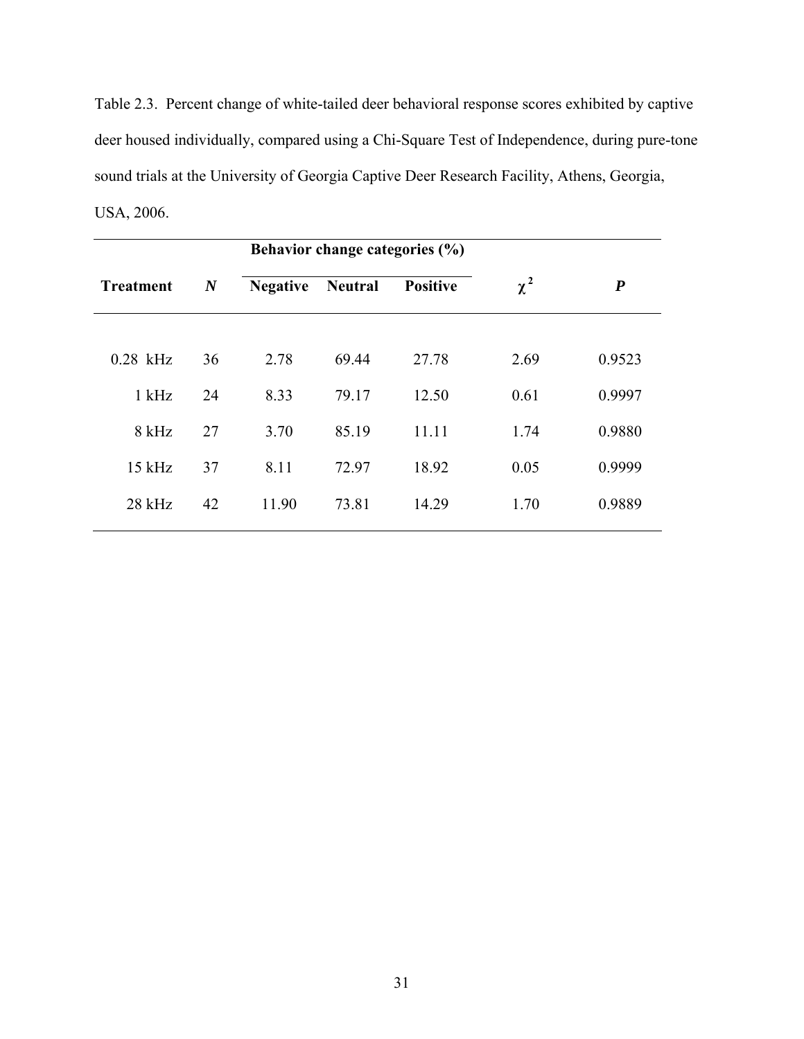Table 2.3. Percent change of white-tailed deer behavioral response scores exhibited by captive deer housed individually, compared using a Chi-Square Test of Independence, during pure-tone sound trials at the University of Georgia Captive Deer Research Facility, Athens, Georgia, USA, 2006.

| | | Behavior change categories (%) | | | | |
|---|---|---|---|---|---|---|
| **Treatment** | ***N*** | **Negative** | **Neutral** | **Positive** | $\chi^2$ | ***P*** |
| 0.28 kHz | 36 | 2.78 | 69.44 | 27.78 | 2.69 | 0.9523 |
| 1 kHz | 24 | 8.33 | 79.17 | 12.50 | 0.61 | 0.9997 |
| 8 kHz | 27 | 3.70 | 85.19 | 11.11 | 1.74 | 0.9880 |
| 15 kHz | 37 | 8.11 | 72.97 | 18.92 | 0.05 | 0.9999 |
| 28 kHz | 42 | 11.90 | 73.81 | 14.29 | 1.70 | 0.9889 |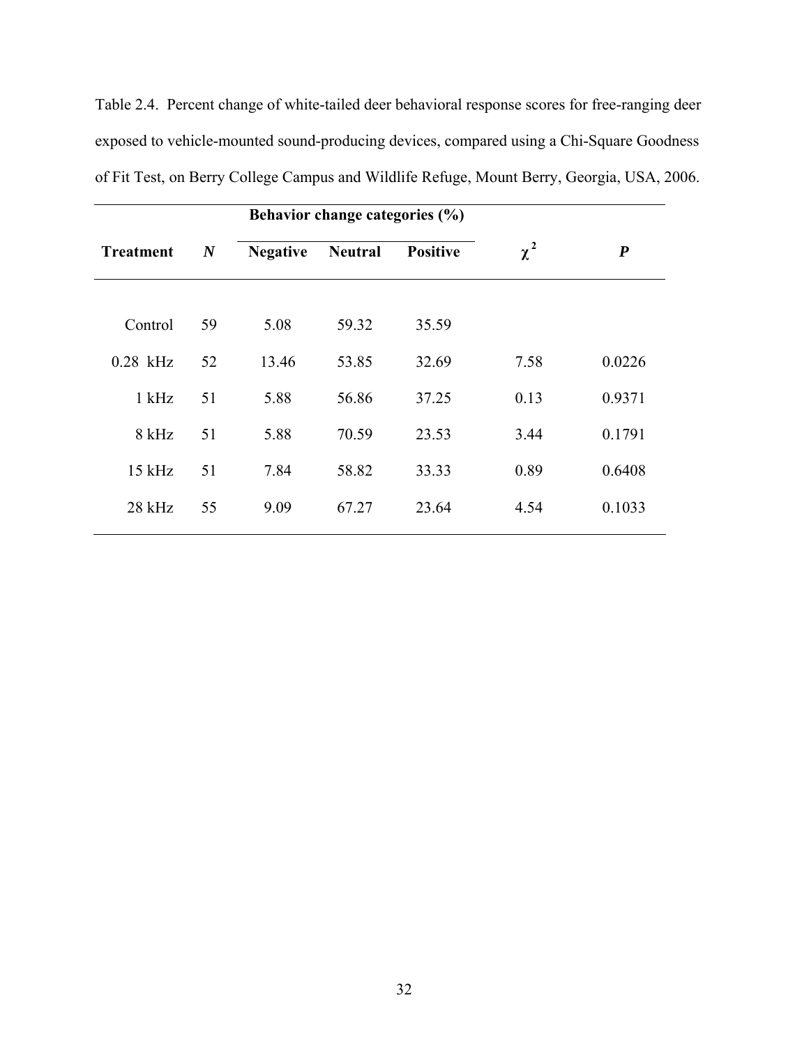Table 2.4. Percent change of white-tailed deer behavioral response scores for free-ranging deer exposed to vehicle-mounted sound-producing devices, compared using a Chi-Square Goodness of Fit Test, on Berry College Campus and Wildlife Refuge, Mount Berry, Georgia, USA, 2006.

| | | Behavior change categories (%) | | | | |
|---|---|---|---|---|---|---|
| **Treatment** | ***N*** | **Negative** | **Neutral** | **Positive** | $\chi^2$ | ***P*** |
| Control | 59 | 5.08 | 59.32 | 35.59 | | |
| 0.28 kHz | 52 | 13.46 | 53.85 | 32.69 | 7.58 | 0.0226 |
| 1 kHz | 51 | 5.88 | 56.86 | 37.25 | 0.13 | 0.9371 |
| 8 kHz | 51 | 5.88 | 70.59 | 23.53 | 3.44 | 0.1791 |
| 15 kHz | 51 | 7.84 | 58.82 | 33.33 | 0.89 | 0.6408 |
| 28 kHz | 55 | 9.09 | 67.27 | 23.64 | 4.54 | 0.1033 |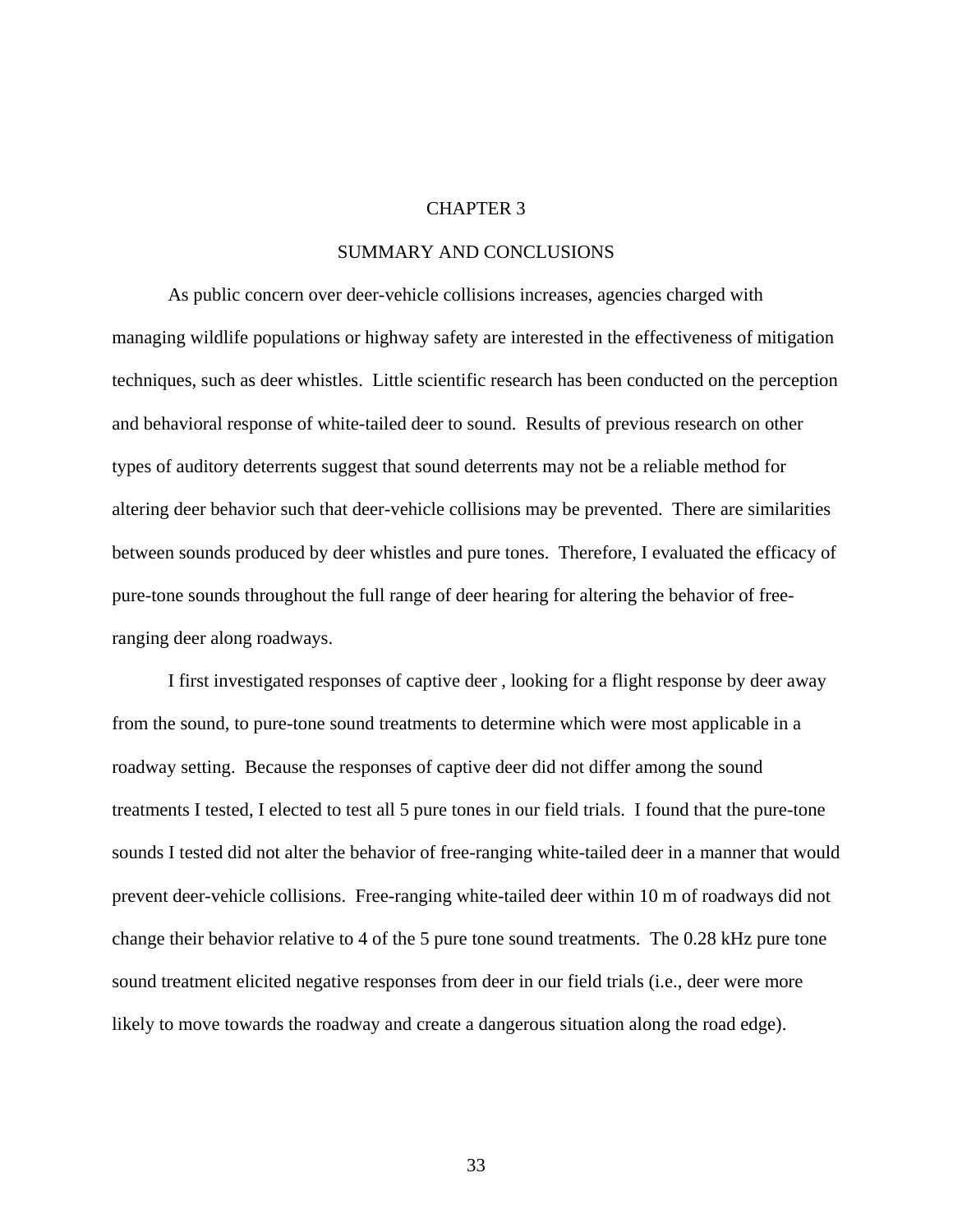# CHAPTER 3

## SUMMARY AND CONCLUSIONS

As public concern over deer-vehicle collisions increases, agencies charged with managing wildlife populations or highway safety are interested in the effectiveness of mitigation techniques, such as deer whistles. Little scientific research has been conducted on the perception and behavioral response of white-tailed deer to sound. Results of previous research on other types of auditory deterrents suggest that sound deterrents may not be a reliable method for altering deer behavior such that deer-vehicle collisions may be prevented. There are similarities between sounds produced by deer whistles and pure tones. Therefore, I evaluated the efficacy of pure-tone sounds throughout the full range of deer hearing for altering the behavior of free-ranging deer along roadways.

I first investigated responses of captive deer , looking for a flight response by deer away from the sound, to pure-tone sound treatments to determine which were most applicable in a roadway setting. Because the responses of captive deer did not differ among the sound treatments I tested, I elected to test all 5 pure tones in our field trials. I found that the pure-tone sounds I tested did not alter the behavior of free-ranging white-tailed deer in a manner that would prevent deer-vehicle collisions. Free-ranging white-tailed deer within 10 m of roadways did not change their behavior relative to 4 of the 5 pure tone sound treatments. The 0.28 kHz pure tone sound treatment elicited negative responses from deer in our field trials (i.e., deer were more likely to move towards the roadway and create a dangerous situation along the road edge).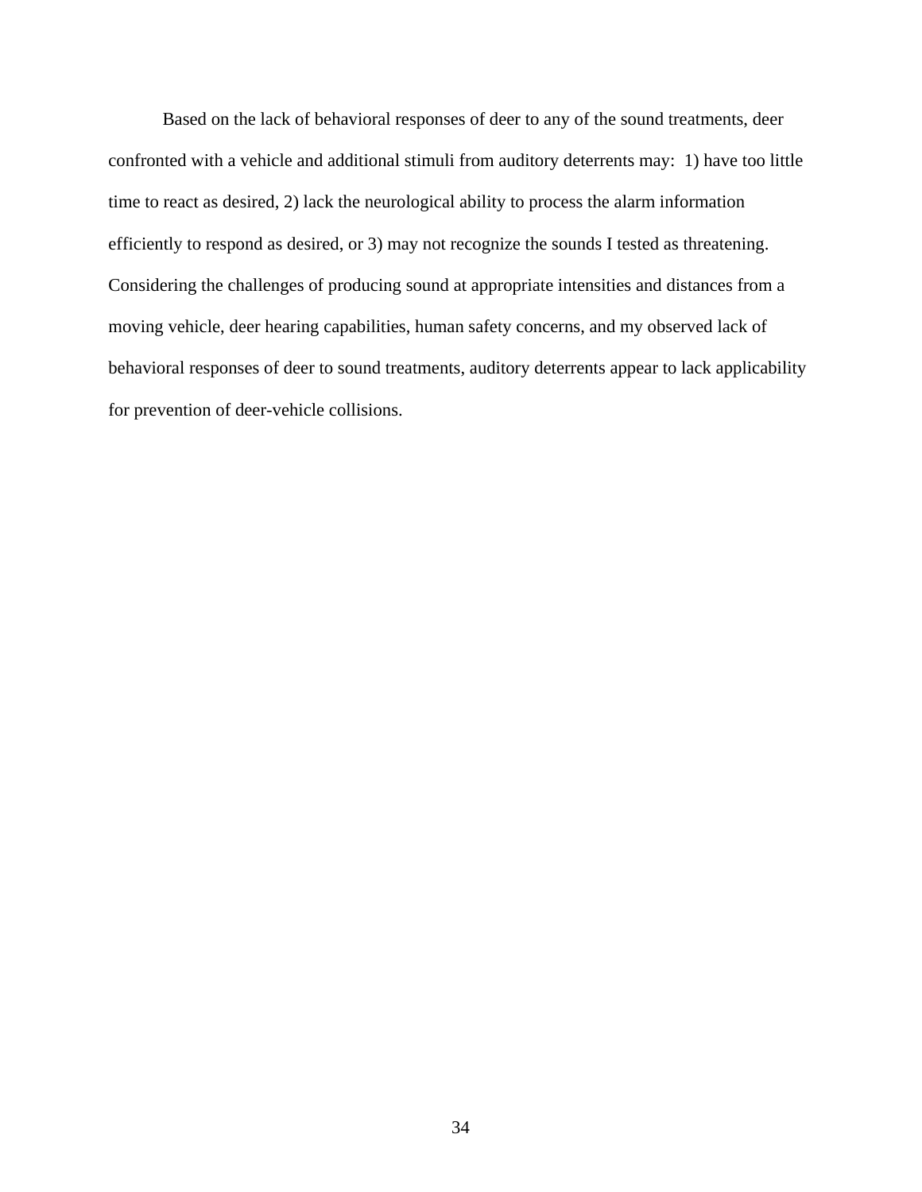Based on the lack of behavioral responses of deer to any of the sound treatments, deer confronted with a vehicle and additional stimuli from auditory deterrents may: 1) have too little time to react as desired, 2) lack the neurological ability to process the alarm information efficiently to respond as desired, or 3) may not recognize the sounds I tested as threatening. Considering the challenges of producing sound at appropriate intensities and distances from a moving vehicle, deer hearing capabilities, human safety concerns, and my observed lack of behavioral responses of deer to sound treatments, auditory deterrents appear to lack applicability for prevention of deer-vehicle collisions.